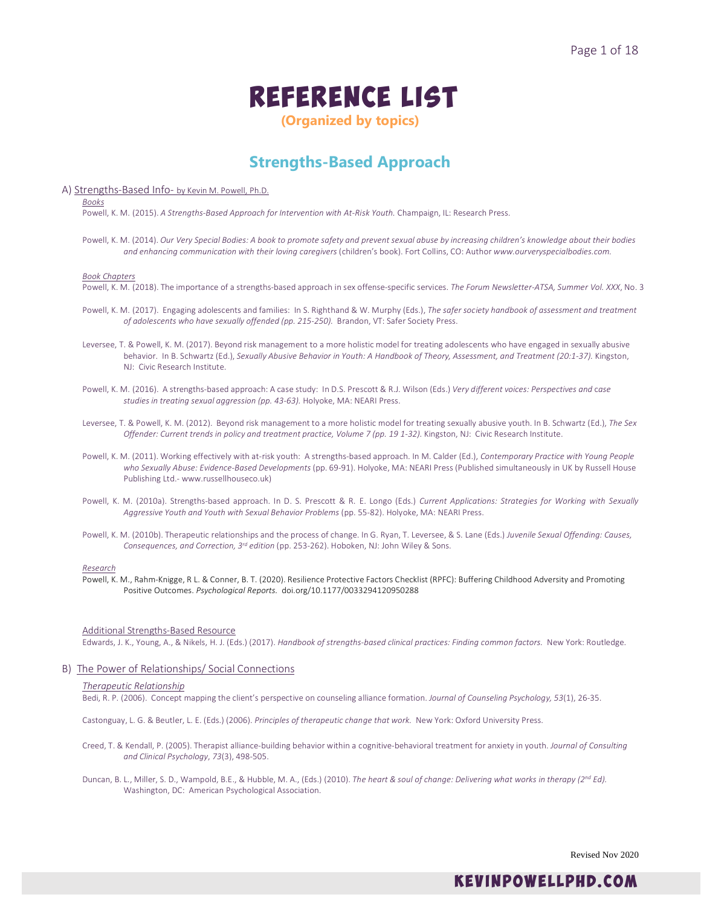# REFERENCE LIST

**(Organized by topics)**

## Strengths-Based Approach

### A) Strengths-Based Info- by Kevin M. Powell, Ph.D.

*Books*

Powell, K. M. (2015). *A Strengths-Based Approach for Intervention with At-Risk Youth.* Champaign, IL: Research Press.

Powell, K. M. (2014). *Our Very Special Bodies: A book to promote safety and prevent sexual abuse by increasing children's knowledge about their bodies and enhancing communication with their loving caregivers* (children's book). Fort Collins, CO: Author *www.ourveryspecialbodies.com.*

*Book Chapters*

Powell, K. M. (2018). The importance of a strengths-based approach in sex offense-specific services. *The Forum Newsletter-ATSA, Summer Vol. XXX*, No. 3

Powell, K. M. (2017). Engaging adolescents and families: In S. Righthand & W. Murphy (Eds.), *The safer society handbook of assessment and treatment of adolescents who have sexually offended (pp. 215-250).* Brandon, VT: Safer Society Press.

Leversee, T. & Powell, K. M. (2017). Beyond risk management to a more holistic model for treating adolescents who have engaged in sexually abusive behavior. In B. Schwartz (Ed.), *Sexually Abusive Behavior in Youth: A Handbook of Theory, Assessment, and Treatment (20:1-37).* Kingston, NJ: Civic Research Institute.

Powell, K. M. (2016). A strengths-based approach: A case study: In D.S. Prescott & R.J. Wilson (Eds.) *Very different voices: Perspectives and case studies in treating sexual aggression (pp. 43-63).* Holyoke, MA: NEARI Press.

Leversee, T. & Powell, K. M. (2012). Beyond risk management to a more holistic model for treating sexually abusive youth. In B. Schwartz (Ed.), *The Sex Offender: Current trends in policy and treatment practice, Volume 7 (pp. 19 1-32).* Kingston, NJ: Civic Research Institute.

Powell, K. M. (2011). Working effectively with at-risk youth: A strengths-based approach. In M. Calder (Ed.), *Contemporary Practice with Young People who Sexually Abuse: Evidence-Based Developments* (pp. 69-91). Holyoke, MA: NEARI Press (Published simultaneously in UK by Russell House Publishing Ltd.- www.russellhouseco.uk)

Powell, K. M. (2010a). Strengths-based approach. In D. S. Prescott & R. E. Longo (Eds.) *Current Applications: Strategies for Working with Sexually Aggressive Youth and Youth with Sexual Behavior Problems* (pp. 55-82). Holyoke, MA: NEARI Press.

Powell, K. M. (2010b). Therapeutic relationships and the process of change. In G. Ryan, T. Leversee, & S. Lane (Eds.) *Juvenile Sexual Offending: Causes, Consequences, and Correction, 3rd edition* (pp. 253-262). Hoboken, NJ: John Wiley & Sons.

*Research*

Powell, K. M., Rahm-Knigge, R L. & Conner, B. T. (2020). Resilience Protective Factors Checklist (RPFC): Buffering Childhood Adversity and Promoting Positive Outcomes. *Psychological Reports.* doi.org/10.1177/0033294120950288

Additional Strengths-Based Resource

Edwards, J. K., Young, A., & Nikels, H. J. (Eds.) (2017). *Handbook of strengths-based clinical practices: Finding common factors.* New York: Routledge.

### B) The Power of Relationships/ Social Connections

*Therapeutic Relationship*

Bedi, R. P. (2006). Concept mapping the client's perspective on counseling alliance formation. *Journal of Counseling Psychology, 53*(1), 26-35.

Castonguay, L. G. & Beutler, L. E. (Eds.) (2006). *Principles of therapeutic change that work.* New York: Oxford University Press.

Creed, T. & Kendall, P. (2005). Therapist alliance-building behavior within a cognitive-behavioral treatment for anxiety in youth. *Journal of Consulting and Clinical Psychology*, *73*(3), 498-505.

Duncan, B. L., Miller, S. D., Wampold, B.E., & Hubble, M. A., (Eds.) (2010). *The heart & soul of change: Delivering what works in therapy (2nd Ed).* Washington, DC: American Psychological Association.

Revised Nov 2020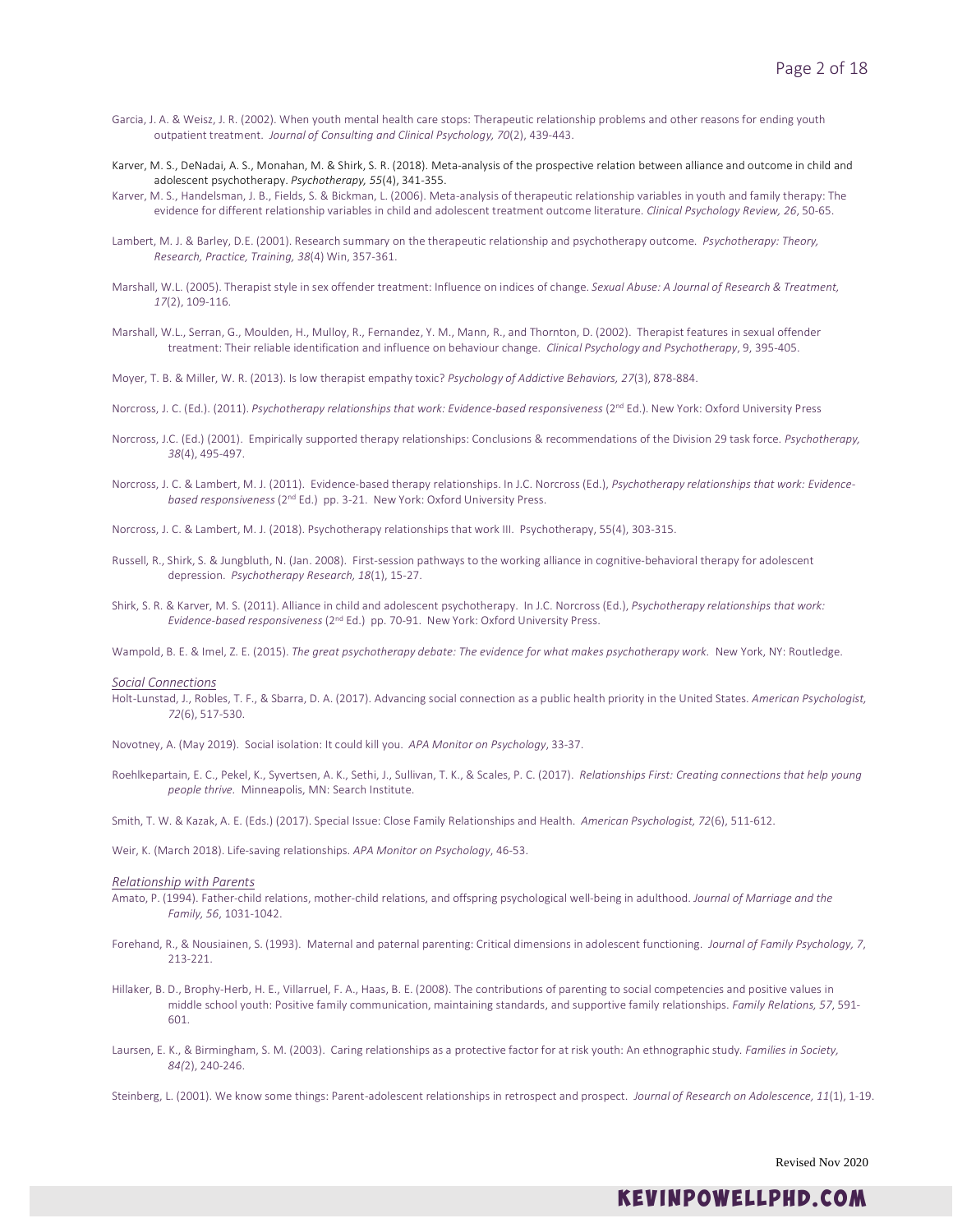Garcia, J. A. & Weisz, J. R. (2002). When youth mental health care stops: Therapeutic relationship problems and other reasons for ending youth outpatient treatment. *Journal of Consulting and Clinical Psychology, 70*(2), 439-443.

Karver, M. S., DeNadai, A. S., Monahan, M. & Shirk, S. R. (2018). Meta-analysis of the prospective relation between alliance and outcome in child and adolescent psychotherapy. *Psychotherapy, 55*(4), 341-355.

Karver, M. S., Handelsman, J. B., Fields, S. & Bickman, L. (2006). Meta-analysis of therapeutic relationship variables in youth and family therapy: The evidence for different relationship variables in child and adolescent treatment outcome literature. *Clinical Psychology Review, 26*, 50-65.

Lambert, M. J. & Barley, D.E. (2001). Research summary on the therapeutic relationship and psychotherapy outcome. *Psychotherapy: Theory, Research, Practice, Training, 38*(4) Win, 357-361.

Marshall, W.L. (2005). Therapist style in sex offender treatment: Influence on indices of change. *Sexual Abuse: A Journal of Research & Treatment, 17*(2), 109-116.

Marshall, W.L., Serran, G., Moulden, H., Mulloy, R., Fernandez, Y. M., Mann, R., and Thornton, D. (2002). Therapist features in sexual offender treatment: Their reliable identification and influence on behaviour change. *Clinical Psychology and Psychotherapy*, 9, 395-405.

Moyer, T. B. & Miller, W. R. (2013). Is low therapist empathy toxic? *Psychology of Addictive Behaviors, 27*(3), 878-884.

Norcross, J. C. (Ed.). (2011). *Psychotherapy relationships that work: Evidence-based responsiveness* (2nd Ed.). New York: Oxford University Press

Norcross, J.C. (Ed.) (2001). Empirically supported therapy relationships: Conclusions & recommendations of the Division 29 task force. *Psychotherapy, 38*(4), 495-497.

Norcross, J. C. & Lambert, M. J. (2011). Evidence-based therapy relationships. In J.C. Norcross (Ed.), *Psychotherapy relationships that work: Evidence-based responsiveness* (2nd Ed.) pp. 3-21. New York: Oxford University Press.

Norcross, J. C. & Lambert, M. J. (2018). Psychotherapy relationships that work III. Psychotherapy, 55(4), 303-315.

Russell, R., Shirk, S. & Jungbluth, N. (Jan. 2008). First-session pathways to the working alliance in cognitive-behavioral therapy for adolescent depression. *Psychotherapy Research, 18*(1), 15-27.

Shirk, S. R. & Karver, M. S. (2011). Alliance in child and adolescent psychotherapy. In J.C. Norcross (Ed.), *Psychotherapy relationships that work: Evidence-based responsiveness* (2nd Ed.) pp. 70-91. New York: Oxford University Press.

Wampold, B. E. & Imel, Z. E. (2015). *The great psychotherapy debate: The evidence for what makes psychotherapy work.* New York, NY: Routledge.

*Social Connections*

Holt-Lunstad, J., Robles, T. F., & Sbarra, D. A. (2017). Advancing social connection as a public health priority in the United States. *American Psychologist, 72*(6), 517-530.

Novotney, A. (May 2019). Social isolation: It could kill you. *APA Monitor on Psychology*, 33-37.

Roehlkepartain, E. C., Pekel, K., Syvertsen, A. K., Sethi, J., Sullivan, T. K., & Scales, P. C. (2017). *Relationships First: Creating connections that help young people thrive.* Minneapolis, MN: Search Institute.

Smith, T. W. & Kazak, A. E. (Eds.) (2017). Special Issue: Close Family Relationships and Health. *American Psychologist, 72*(6), 511-612.

Weir, K. (March 2018). Life-saving relationships. *APA Monitor on Psychology*, 46-53.

*Relationship with Parents*

Amato, P. (1994). Father-child relations, mother-child relations, and offspring psychological well-being in adulthood. *Journal of Marriage and the Family, 56*, 1031-1042.

Forehand, R., & Nousiainen, S. (1993). Maternal and paternal parenting: Critical dimensions in adolescent functioning. *Journal of Family Psychology, 7*, 213-221.

Hillaker, B. D., Brophy-Herb, H. E., Villarruel, F. A., Haas, B. E. (2008). The contributions of parenting to social competencies and positive values in middle school youth: Positive family communication, maintaining standards, and supportive family relationships. *Family Relations, 57*, 591-601.

Laursen, E. K., & Birmingham, S. M. (2003). Caring relationships as a protective factor for at risk youth: An ethnographic study. *Families in Society, 84(*2), 240-246.

Steinberg, L. (2001). We know some things: Parent-adolescent relationships in retrospect and prospect. *Journal of Research on Adolescence, 11*(1), 1-19.

Revised Nov 2020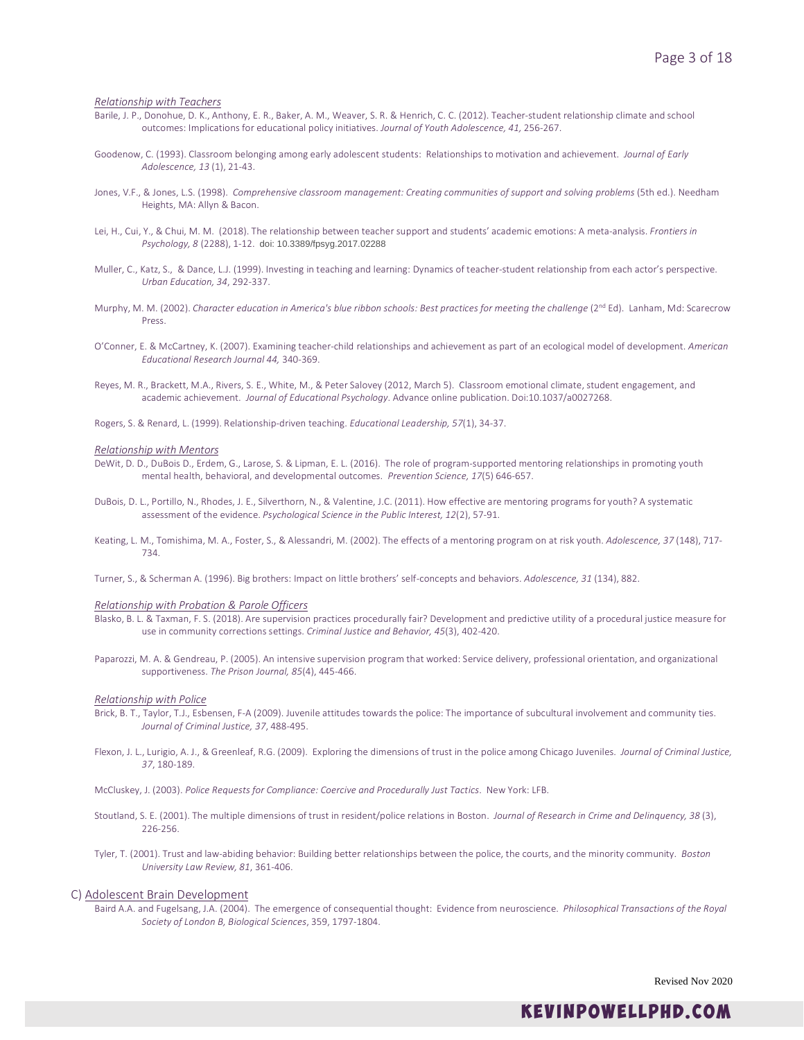*Relationship with Teachers*

Barile, J. P., Donohue, D. K., Anthony, E. R., Baker, A. M., Weaver, S. R. & Henrich, C. C. (2012). Teacher-student relationship climate and school outcomes: Implications for educational policy initiatives. *Journal of Youth Adolescence, 41,* 256-267.

Goodenow, C. (1993). Classroom belonging among early adolescent students: Relationships to motivation and achievement. *Journal of Early Adolescence, 13* (1), 21-43.

Jones, V.F., & Jones, L.S. (1998). *Comprehensive classroom management: Creating communities of support and solving problems* (5th ed.). Needham Heights, MA: Allyn & Bacon.

Lei, H., Cui, Y., & Chui, M. M. (2018). The relationship between teacher support and students' academic emotions: A meta-analysis. *Frontiers in Psychology, 8* (2288), 1-12. doi: 10.3389/fpsyg.2017.02288

Muller, C., Katz, S., & Dance, L.J. (1999). Investing in teaching and learning: Dynamics of teacher-student relationship from each actor's perspective. *Urban Education, 34*, 292-337.

Murphy, M. M. (2002). *Character education in America's blue ribbon schools: Best practices for meeting the challenge* (2nd Ed). Lanham, Md: Scarecrow Press.

O'Conner, E. & McCartney, K. (2007). Examining teacher-child relationships and achievement as part of an ecological model of development. *American Educational Research Journal 44,* 340-369.

Reyes, M. R., Brackett, M.A., Rivers, S. E., White, M., & Peter Salovey (2012, March 5). Classroom emotional climate, student engagement, and academic achievement. *Journal of Educational Psychology*. Advance online publication. Doi:10.1037/a0027268.

Rogers, S. & Renard, L. (1999). Relationship-driven teaching. *Educational Leadership, 57*(1), 34-37.

*Relationship with Mentors*

DeWit, D. D., DuBois D., Erdem, G., Larose, S. & Lipman, E. L. (2016). The role of program-supported mentoring relationships in promoting youth mental health, behavioral, and developmental outcomes. *Prevention Science, 17*(5) 646-657.

DuBois, D. L., Portillo, N., Rhodes, J. E., Silverthorn, N., & Valentine, J.C. (2011). How effective are mentoring programs for youth? A systematic assessment of the evidence. *Psychological Science in the Public Interest, 12*(2), 57-91.

Keating, L. M., Tomishima, M. A., Foster, S., & Alessandri, M. (2002). The effects of a mentoring program on at risk youth. *Adolescence, 37* (148), 717-734.

Turner, S., & Scherman A. (1996). Big brothers: Impact on little brothers' self-concepts and behaviors. *Adolescence, 31* (134), 882.

*Relationship with Probation & Parole Officers*

Blasko, B. L. & Taxman, F. S. (2018). Are supervision practices procedurally fair? Development and predictive utility of a procedural justice measure for use in community corrections settings. *Criminal Justice and Behavior, 45*(3), 402-420.

Paparozzi, M. A. & Gendreau, P. (2005). An intensive supervision program that worked: Service delivery, professional orientation, and organizational supportiveness. *The Prison Journal, 85*(4), 445-466.

*Relationship with Police*

Brick, B. T., Taylor, T.J., Esbensen, F-A (2009). Juvenile attitudes towards the police: The importance of subcultural involvement and community ties. *Journal of Criminal Justice, 37*, 488-495.

Flexon, J. L., Lurigio, A. J., & Greenleaf, R.G. (2009). Exploring the dimensions of trust in the police among Chicago Juveniles. *Journal of Criminal Justice, 37*, 180-189.

McCluskey, J. (2003). *Police Requests for Compliance: Coercive and Procedurally Just Tactics*. New York: LFB.

Stoutland, S. E. (2001). The multiple dimensions of trust in resident/police relations in Boston. *Journal of Research in Crime and Delinquency, 38* (3), 226-256.

Tyler, T. (2001). Trust and law-abiding behavior: Building better relationships between the police, the courts, and the minority community. *Boston University Law Review, 81*, 361-406.

## C) Adolescent Brain Development

Baird A.A. and Fugelsang, J.A. (2004). The emergence of consequential thought: Evidence from neuroscience. *Philosophical Transactions of the Royal Society of London B, Biological Sciences*, 359, 1797-1804.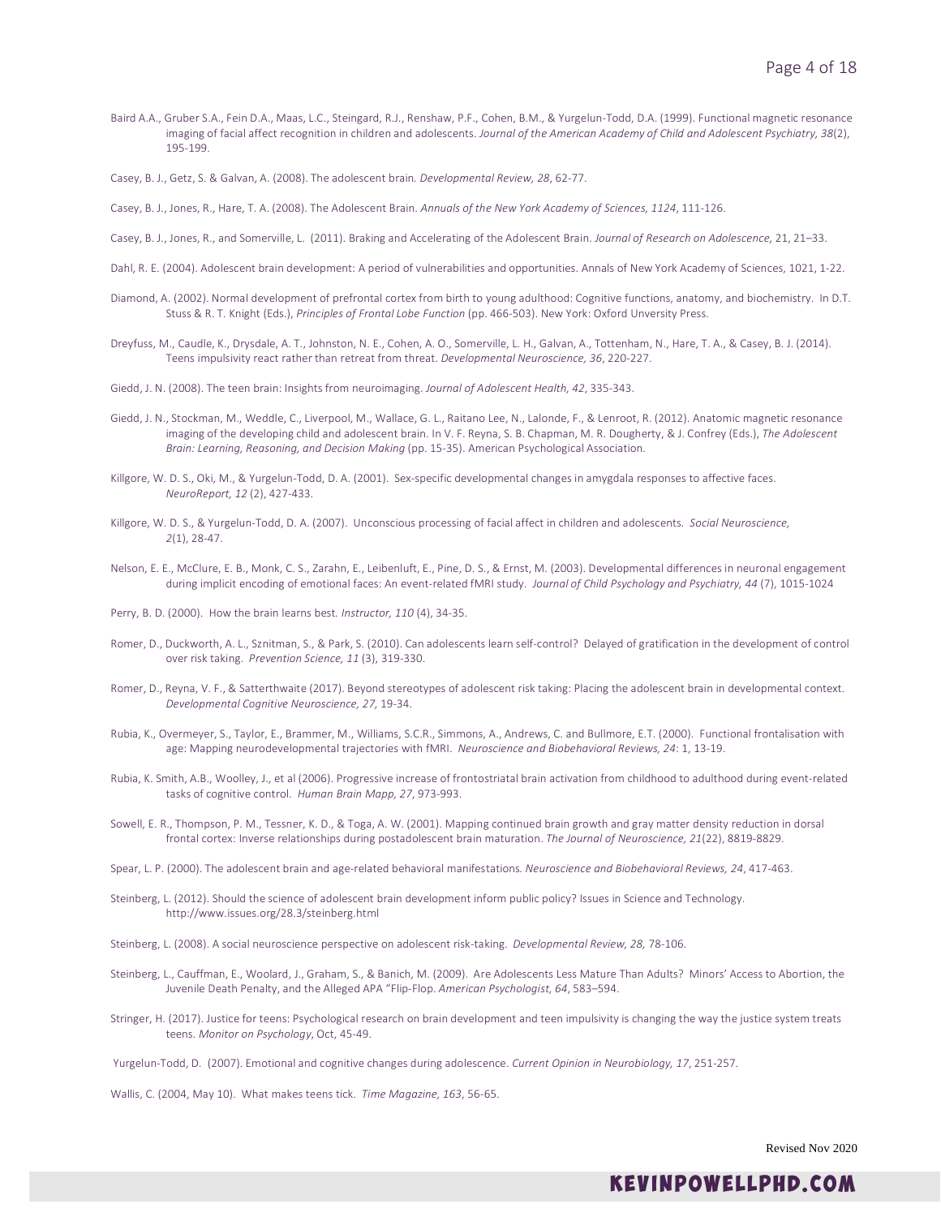Baird A.A., Gruber S.A., Fein D.A., Maas, L.C., Steingard, R.J., Renshaw, P.F., Cohen, B.M., & Yurgelun-Todd, D.A. (1999). Functional magnetic resonance imaging of facial affect recognition in children and adolescents. *Journal of the American Academy of Child and Adolescent Psychiatry, 38*(2), 195-199.

Casey, B. J., Getz, S. & Galvan, A. (2008). The adolescent brain. *Developmental Review, 28*, 62-77.

Casey, B. J., Jones, R., Hare, T. A. (2008). The Adolescent Brain. *Annuals of the New York Academy of Sciences, 1124*, 111-126.

Casey, B. J., Jones, R., and Somerville, L. (2011). Braking and Accelerating of the Adolescent Brain. *Journal of Research on Adolescence,* 21, 21–33.

Dahl, R. E. (2004). Adolescent brain development: A period of vulnerabilities and opportunities. Annals of New York Academy of Sciences, 1021, 1-22.

Diamond, A. (2002). Normal development of prefrontal cortex from birth to young adulthood: Cognitive functions, anatomy, and biochemistry. In D.T. Stuss & R. T. Knight (Eds.), *Principles of Frontal Lobe Function* (pp. 466-503). New York: Oxford Unversity Press.

Dreyfuss, M., Caudle, K., Drysdale, A. T., Johnston, N. E., Cohen, A. O., Somerville, L. H., Galvan, A., Tottenham, N., Hare, T. A., & Casey, B. J. (2014). Teens impulsivity react rather than retreat from threat. *Developmental Neuroscience, 36*, 220-227.

Giedd, J. N. (2008). The teen brain: Insights from neuroimaging. *Journal of Adolescent Health, 42*, 335-343.

Giedd, J. N., Stockman, M., Weddle, C., Liverpool, M., Wallace, G. L., Raitano Lee, N., Lalonde, F., & Lenroot, R. (2012). Anatomic magnetic resonance imaging of the developing child and adolescent brain. In V. F. Reyna, S. B. Chapman, M. R. Dougherty, & J. Confrey (Eds.), *The Adolescent Brain: Learning, Reasoning, and Decision Making* (pp. 15-35). American Psychological Association.

Killgore, W. D. S., Oki, M., & Yurgelun-Todd, D. A. (2001). Sex-specific developmental changes in amygdala responses to affective faces. *NeuroReport, 12* (2), 427-433.

Killgore, W. D. S., & Yurgelun-Todd, D. A. (2007). Unconscious processing of facial affect in children and adolescents. *Social Neuroscience, 2*(1), 28-47.

Nelson, E. E., McClure, E. B., Monk, C. S., Zarahn, E., Leibenluft, E., Pine, D. S., & Ernst, M. (2003). Developmental differences in neuronal engagement during implicit encoding of emotional faces: An event-related fMRI study. *Journal of Child Psychology and Psychiatry, 44* (7), 1015-1024

Perry, B. D. (2000). How the brain learns best. *Instructor, 110* (4), 34-35.

Romer, D., Duckworth, A. L., Sznitman, S., & Park, S. (2010). Can adolescents learn self-control? Delayed of gratification in the development of control over risk taking. *Prevention Science, 11* (3), 319-330.

Romer, D., Reyna, V. F., & Satterthwaite (2017). Beyond stereotypes of adolescent risk taking: Placing the adolescent brain in developmental context. *Developmental Cognitive Neuroscience, 27,* 19-34.

Rubia, K., Overmeyer, S., Taylor, E., Brammer, M., Williams, S.C.R., Simmons, A., Andrews, C. and Bullmore, E.T. (2000). Functional frontalisation with age: Mapping neurodevelopmental trajectories with fMRI. *Neuroscience and Biobehavioral Reviews, 24*: 1, 13-19.

Rubia, K. Smith, A.B., Woolley, J., et al (2006). Progressive increase of frontostriatal brain activation from childhood to adulthood during event-related tasks of cognitive control. *Human Brain Mapp, 27*, 973-993.

Sowell, E. R., Thompson, P. M., Tessner, K. D., & Toga, A. W. (2001). Mapping continued brain growth and gray matter density reduction in dorsal frontal cortex: Inverse relationships during postadolescent brain maturation. *The Journal of Neuroscience, 21*(22), 8819-8829.

Spear, L. P. (2000). The adolescent brain and age-related behavioral manifestations. *Neuroscience and Biobehavioral Reviews, 24*, 417-463.

Steinberg, L. (2012). Should the science of adolescent brain development inform public policy? Issues in Science and Technology. http://www.issues.org/28.3/steinberg.html

Steinberg, L. (2008). A social neuroscience perspective on adolescent risk-taking. *Developmental Review, 28,* 78-106.

Steinberg, L., Cauffman, E., Woolard, J., Graham, S., & Banich, M. (2009). Are Adolescents Less Mature Than Adults? Minors' Access to Abortion, the Juvenile Death Penalty, and the Alleged APA "Flip-Flop. *American Psychologist, 64*, 583–594.

Stringer, H. (2017). Justice for teens: Psychological research on brain development and teen impulsivity is changing the way the justice system treats teens. *Monitor on Psychology*, Oct, 45-49.

Yurgelun-Todd, D. (2007). Emotional and cognitive changes during adolescence. *Current Opinion in Neurobiology, 17*, 251-257.

Wallis, C. (2004, May 10). What makes teens tick. *Time Magazine, 163*, 56-65.

Revised Nov 2020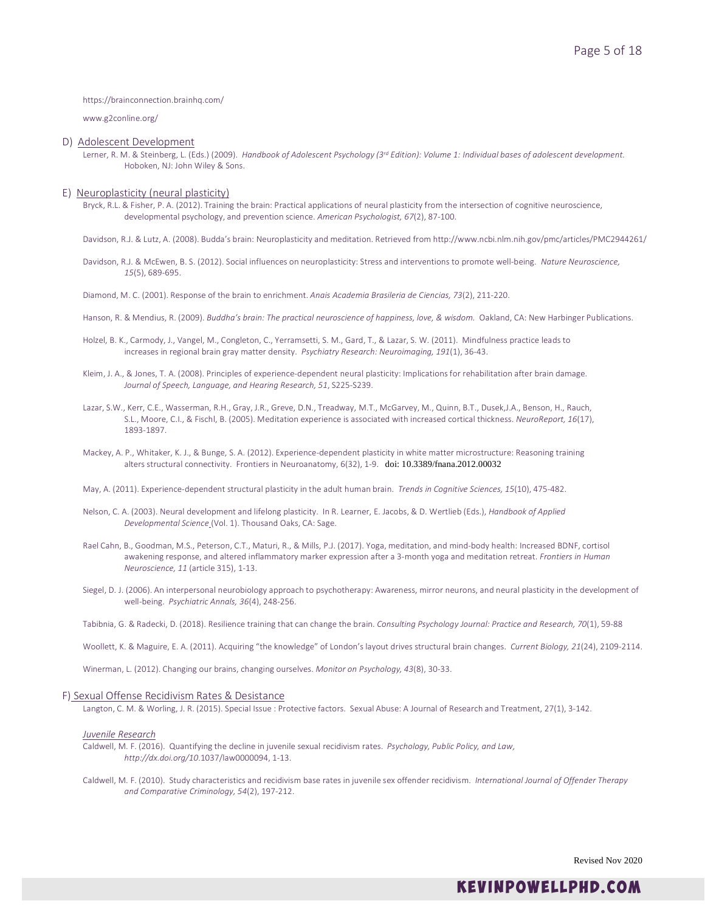https://brainconnection.brainhq.com/

www.g2conline.org/

## D) Adolescent Development

Lerner, R. M. & Steinberg, L. (Eds.) (2009). *Handbook of Adolescent Psychology (3rd Edition): Volume 1: Individual bases of adolescent development.* Hoboken, NJ: John Wiley & Sons.

## E) Neuroplasticity (neural plasticity)

Bryck, R.L. & Fisher, P. A. (2012). Training the brain: Practical applications of neural plasticity from the intersection of cognitive neuroscience, developmental psychology, and prevention science. *American Psychologist, 67*(2), 87-100.

Davidson, R.J. & Lutz, A. (2008). Budda's brain: Neuroplasticity and meditation. Retrieved from http://www.ncbi.nlm.nih.gov/pmc/articles/PMC2944261/

Davidson, R.J. & McEwen, B. S. (2012). Social influences on neuroplasticity: Stress and interventions to promote well-being. *Nature Neuroscience, 15*(5), 689-695.

Diamond, M. C. (2001). Response of the brain to enrichment. *Anais Academia Brasileria de Ciencias, 73*(2), 211-220.

Hanson, R. & Mendius, R. (2009). *Buddha's brain: The practical neuroscience of happiness, love, & wisdom.* Oakland, CA: New Harbinger Publications.

Holzel, B. K., Carmody, J., Vangel, M., Congleton, C., Yerramsetti, S. M., Gard, T., & Lazar, S. W. (2011). Mindfulness practice leads to increases in regional brain gray matter density. *Psychiatry Research: Neuroimaging, 191*(1), 36-43.

Kleim, J. A., & Jones, T. A. (2008). Principles of experience-dependent neural plasticity: Implications for rehabilitation after brain damage. *Journal of Speech, Language, and Hearing Research, 51*, S225-S239.

Lazar, S.W., Kerr, C.E., Wasserman, R.H., Gray, J.R., Greve, D.N., Treadway, M.T., McGarvey, M., Quinn, B.T., Dusek,J.A., Benson, H., Rauch, S.L., Moore, C.I., & Fischl, B. (2005). Meditation experience is associated with increased cortical thickness. *NeuroReport, 16*(17), 1893-1897.

Mackey, A. P., Whitaker, K. J., & Bunge, S. A. (2012). Experience-dependent plasticity in white matter microstructure: Reasoning training alters structural connectivity. Frontiers in Neuroanatomy, 6(32), 1-9. doi: 10.3389/fnana.2012.00032

May, A. (2011). Experience-dependent structural plasticity in the adult human brain. *Trends in Cognitive Sciences, 15*(10), 475-482.

Nelson, C. A. (2003). Neural development and lifelong plasticity. In R. Learner, E. Jacobs, & D. Wertlieb (Eds.), *Handbook of Applied Developmental Science* (Vol. 1). Thousand Oaks, CA: Sage.

Rael Cahn, B., Goodman, M.S., Peterson, C.T., Maturi, R., & Mills, P.J. (2017). Yoga, meditation, and mind-body health: Increased BDNF, cortisol awakening response, and altered inflammatory marker expression after a 3-month yoga and meditation retreat. *Frontiers in Human Neuroscience, 11* (article 315), 1-13.

Siegel, D. J. (2006). An interpersonal neurobiology approach to psychotherapy: Awareness, mirror neurons, and neural plasticity in the development of well-being. *Psychiatric Annals, 36*(4), 248-256.

Tabibnia, G. & Radecki, D. (2018). Resilience training that can change the brain. *Consulting Psychology Journal: Practice and Research, 70*(1), 59-88

Woollett, K. & Maguire, E. A. (2011). Acquiring "the knowledge" of London's layout drives structural brain changes. *Current Biology, 21*(24), 2109-2114.

Winerman, L. (2012). Changing our brains, changing ourselves. *Monitor on Psychology, 43*(8), 30-33.

## F) Sexual Offense Recidivism Rates & Desistance

Langton, C. M. & Worling, J. R. (2015). Special Issue : Protective factors. Sexual Abuse: A Journal of Research and Treatment, 27(1), 3-142.

### *Juvenile Research*

Caldwell, M. F. (2016). Quantifying the decline in juvenile sexual recidivism rates. *Psychology, Public Policy, and Law, http://dx.doi.org/10.*1037/law0000094, 1-13.

Caldwell, M. F. (2010). Study characteristics and recidivism base rates in juvenile sex offender recidivism. *International Journal of Offender Therapy and Comparative Criminology, 54*(2), 197-212.

Revised Nov 2020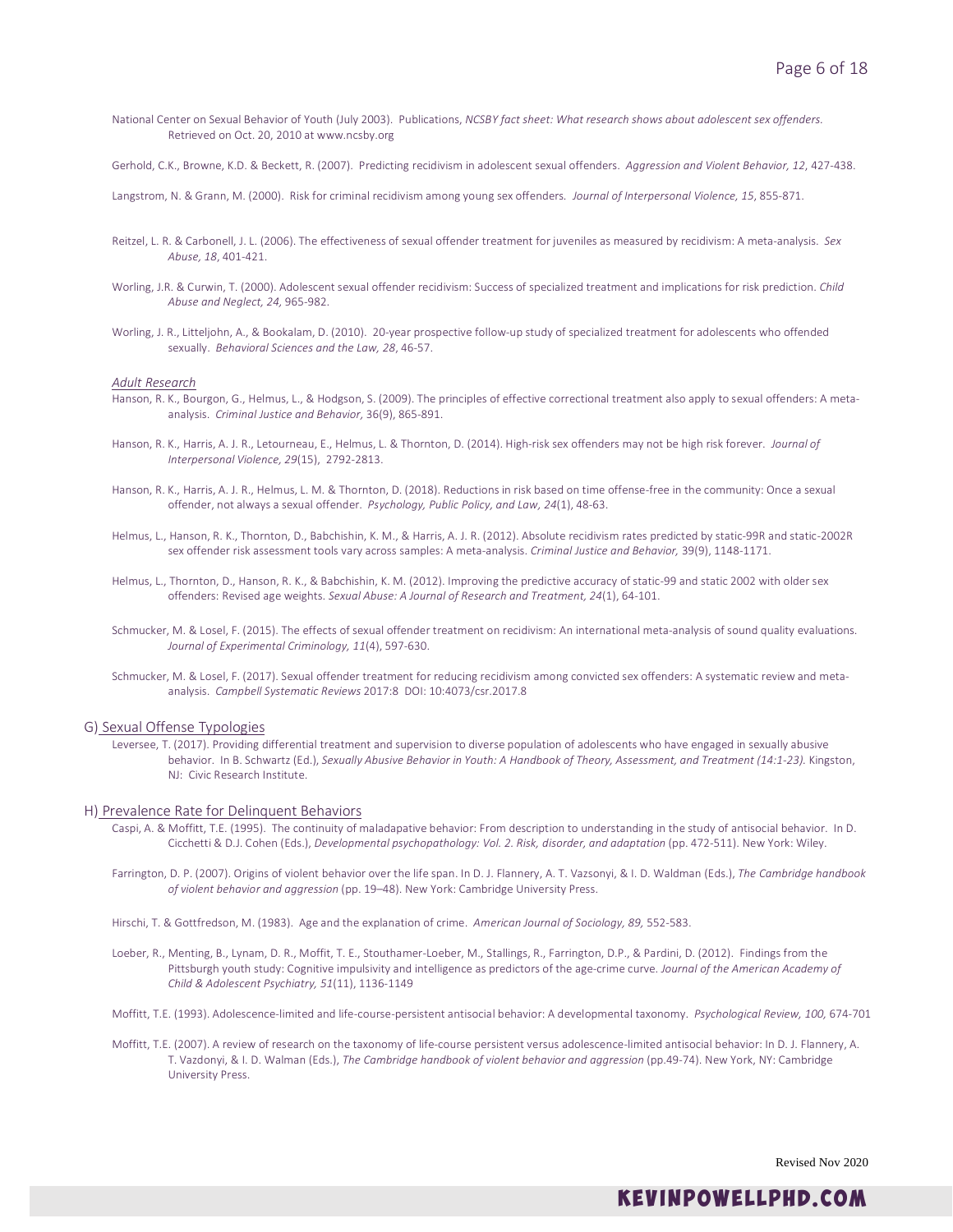National Center on Sexual Behavior of Youth (July 2003). Publications, *NCSBY fact sheet: What research shows about adolescent sex offenders.* Retrieved on Oct. 20, 2010 at www.ncsby.org

Gerhold, C.K., Browne, K.D. & Beckett, R. (2007). Predicting recidivism in adolescent sexual offenders. *Aggression and Violent Behavior, 12*, 427-438.

Langstrom, N. & Grann, M. (2000). Risk for criminal recidivism among young sex offenders. *Journal of Interpersonal Violence, 15*, 855-871.

Reitzel, L. R. & Carbonell, J. L. (2006). The effectiveness of sexual offender treatment for juveniles as measured by recidivism: A meta-analysis. *Sex Abuse, 18*, 401-421.

Worling, J.R. & Curwin, T. (2000). Adolescent sexual offender recidivism: Success of specialized treatment and implications for risk prediction. *Child Abuse and Neglect, 24,* 965-982.

Worling, J. R., Litteljohn, A., & Bookalam, D. (2010). 20-year prospective follow-up study of specialized treatment for adolescents who offended sexually. *Behavioral Sciences and the Law, 28*, 46-57.

*Adult Research*

Hanson, R. K., Bourgon, G., Helmus, L., & Hodgson, S. (2009). The principles of effective correctional treatment also apply to sexual offenders: A meta-analysis. *Criminal Justice and Behavior,* 36(9), 865-891.

Hanson, R. K., Harris, A. J. R., Letourneau, E., Helmus, L. & Thornton, D. (2014). High-risk sex offenders may not be high risk forever. *Journal of Interpersonal Violence, 29*(15), 2792-2813.

Hanson, R. K., Harris, A. J. R., Helmus, L. M. & Thornton, D. (2018). Reductions in risk based on time offense-free in the community: Once a sexual offender, not always a sexual offender. *Psychology, Public Policy, and Law, 24*(1), 48-63.

Helmus, L., Hanson, R. K., Thornton, D., Babchishin, K. M., & Harris, A. J. R. (2012). Absolute recidivism rates predicted by static-99R and static-2002R sex offender risk assessment tools vary across samples: A meta-analysis. *Criminal Justice and Behavior,* 39(9), 1148-1171.

Helmus, L., Thornton, D., Hanson, R. K., & Babchishin, K. M. (2012). Improving the predictive accuracy of static-99 and static 2002 with older sex offenders: Revised age weights. *Sexual Abuse: A Journal of Research and Treatment, 24*(1), 64-101.

Schmucker, M. & Losel, F. (2015). The effects of sexual offender treatment on recidivism: An international meta-analysis of sound quality evaluations. *Journal of Experimental Criminology, 11*(4), 597-630.

Schmucker, M. & Losel, F. (2017). Sexual offender treatment for reducing recidivism among convicted sex offenders: A systematic review and meta-analysis. *Campbell Systematic Reviews* 2017:8 DOI: 10:4073/csr.2017.8

## G) Sexual Offense Typologies

Leversee, T. (2017). Providing differential treatment and supervision to diverse population of adolescents who have engaged in sexually abusive behavior. In B. Schwartz (Ed.), *Sexually Abusive Behavior in Youth: A Handbook of Theory, Assessment, and Treatment (14:1-23).* Kingston, NJ: Civic Research Institute.

## H) Prevalence Rate for Delinquent Behaviors

Caspi, A. & Moffitt, T.E. (1995). The continuity of maladapative behavior: From description to understanding in the study of antisocial behavior. In D. Cicchetti & D.J. Cohen (Eds.), *Developmental psychopathology: Vol. 2. Risk, disorder, and adaptation* (pp. 472-511). New York: Wiley.

Farrington, D. P. (2007). Origins of violent behavior over the life span. In D. J. Flannery, A. T. Vazsonyi, & I. D. Waldman (Eds.), *The Cambridge handbook of violent behavior and aggression* (pp. 19–48). New York: Cambridge University Press.

Hirschi, T. & Gottfredson, M. (1983). Age and the explanation of crime. *American Journal of Sociology, 89,* 552-583.

Loeber, R., Menting, B., Lynam, D. R., Moffit, T. E., Stouthamer-Loeber, M., Stallings, R., Farrington, D.P., & Pardini, D. (2012). Findings from the Pittsburgh youth study: Cognitive impulsivity and intelligence as predictors of the age-crime curve. *Journal of the American Academy of Child & Adolescent Psychiatry, 51*(11), 1136-1149

Moffitt, T.E. (1993). Adolescence-limited and life-course-persistent antisocial behavior: A developmental taxonomy. *Psychological Review, 100,* 674-701

Moffitt, T.E. (2007). A review of research on the taxonomy of life-course persistent versus adolescence-limited antisocial behavior: In D. J. Flannery, A. T. Vazdonyi, & I. D. Walman (Eds.), *The Cambridge handbook of violent behavior and aggression* (pp.49-74). New York, NY: Cambridge University Press.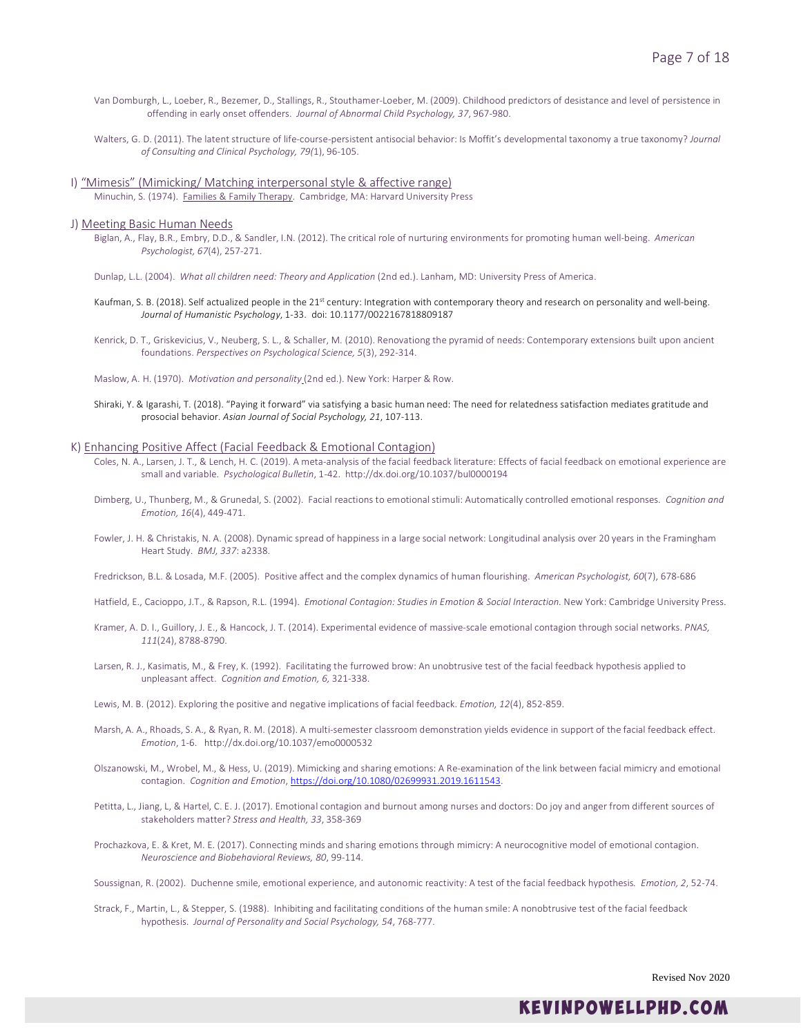Van Domburgh, L., Loeber, R., Bezemer, D., Stallings, R., Stouthamer-Loeber, M. (2009). Childhood predictors of desistance and level of persistence in offending in early onset offenders. *Journal of Abnormal Child Psychology, 37*, 967-980.

Walters, G. D. (2011). The latent structure of life-course-persistent antisocial behavior: Is Moffit's developmental taxonomy a true taxonomy? *Journal of Consulting and Clinical Psychology, 79(*1), 96-105.

## I) "Mimesis" (Mimicking/ Matching interpersonal style & affective range)

Minuchin, S. (1974). Families & Family Therapy. Cambridge, MA: Harvard University Press

## J) Meeting Basic Human Needs

Biglan, A., Flay, B.R., Embry, D.D., & Sandler, I.N. (2012). The critical role of nurturing environments for promoting human well-being. *American Psychologist, 67*(4), 257-271.

Dunlap, L.L. (2004). *What all children need: Theory and Application* (2nd ed.). Lanham, MD: University Press of America.

Kaufman, S. B. (2018). Self actualized people in the 21st century: Integration with contemporary theory and research on personality and well-being. *Journal of Humanistic Psychology*, 1-33. doi: 10.1177/0022167818809187

Kenrick, D. T., Griskevicius, V., Neuberg, S. L., & Schaller, M. (2010). Renovationg the pyramid of needs: Contemporary extensions built upon ancient foundations. *Perspectives on Psychological Science, 5*(3), 292-314.

Maslow, A. H. (1970). *Motivation and personality* (2nd ed.). New York: Harper & Row.

Shiraki, Y. & Igarashi, T. (2018). "Paying it forward" via satisfying a basic human need: The need for relatedness satisfaction mediates gratitude and prosocial behavior. *Asian Journal of Social Psychology, 21*, 107-113.

## K) Enhancing Positive Affect (Facial Feedback & Emotional Contagion)

Coles, N. A., Larsen, J. T., & Lench, H. C. (2019). A meta-analysis of the facial feedback literature: Effects of facial feedback on emotional experience are small and variable. *Psychological Bulletin*, 1-42. http://dx.doi.org/10.1037/bul0000194

Dimberg, U., Thunberg, M., & Grunedal, S. (2002). Facial reactions to emotional stimuli: Automatically controlled emotional responses. *Cognition and Emotion, 16*(4), 449-471.

Fowler, J. H. & Christakis, N. A. (2008). Dynamic spread of happiness in a large social network: Longitudinal analysis over 20 years in the Framingham Heart Study. *BMJ, 337*: a2338.

Fredrickson, B.L. & Losada, M.F. (2005). Positive affect and the complex dynamics of human flourishing. *American Psychologist, 60*(7), 678-686

Hatfield, E., Cacioppo, J.T., & Rapson, R.L. (1994). *Emotional Contagion: Studies in Emotion & Social Interaction.* New York: Cambridge University Press.

Kramer, A. D. I., Guillory, J. E., & Hancock, J. T. (2014). Experimental evidence of massive-scale emotional contagion through social networks. *PNAS, 111*(24), 8788-8790.

Larsen, R. J., Kasimatis, M., & Frey, K. (1992). Facilitating the furrowed brow: An unobtrusive test of the facial feedback hypothesis applied to unpleasant affect. *Cognition and Emotion, 6,* 321-338.

Lewis, M. B. (2012). Exploring the positive and negative implications of facial feedback. *Emotion, 12*(4), 852-859.

Marsh, A. A., Rhoads, S. A., & Ryan, R. M. (2018). A multi-semester classroom demonstration yields evidence in support of the facial feedback effect. *Emotion*, 1-6. http://dx.doi.org/10.1037/emo0000532

Olszanowski, M., Wrobel, M., & Hess, U. (2019). Mimicking and sharing emotions: A Re-examination of the link between facial mimicry and emotional contagion. *Cognition and Emotion*, https://doi.org/10.1080/02699931.2019.1611543.

Petitta, L., Jiang, L, & Hartel, C. E. J. (2017). Emotional contagion and burnout among nurses and doctors: Do joy and anger from different sources of stakeholders matter? *Stress and Health, 33*, 358-369

Prochazkova, E. & Kret, M. E. (2017). Connecting minds and sharing emotions through mimicry: A neurocognitive model of emotional contagion. *Neuroscience and Biobehavioral Reviews, 80*, 99-114.

Soussignan, R. (2002). Duchenne smile, emotional experience, and autonomic reactivity: A test of the facial feedback hypothesis. *Emotion, 2*, 52-74.

Strack, F., Martin, L., & Stepper, S. (1988). Inhibiting and facilitating conditions of the human smile: A nonobtrusive test of the facial feedback hypothesis. *Journal of Personality and Social Psychology, 54*, 768-777.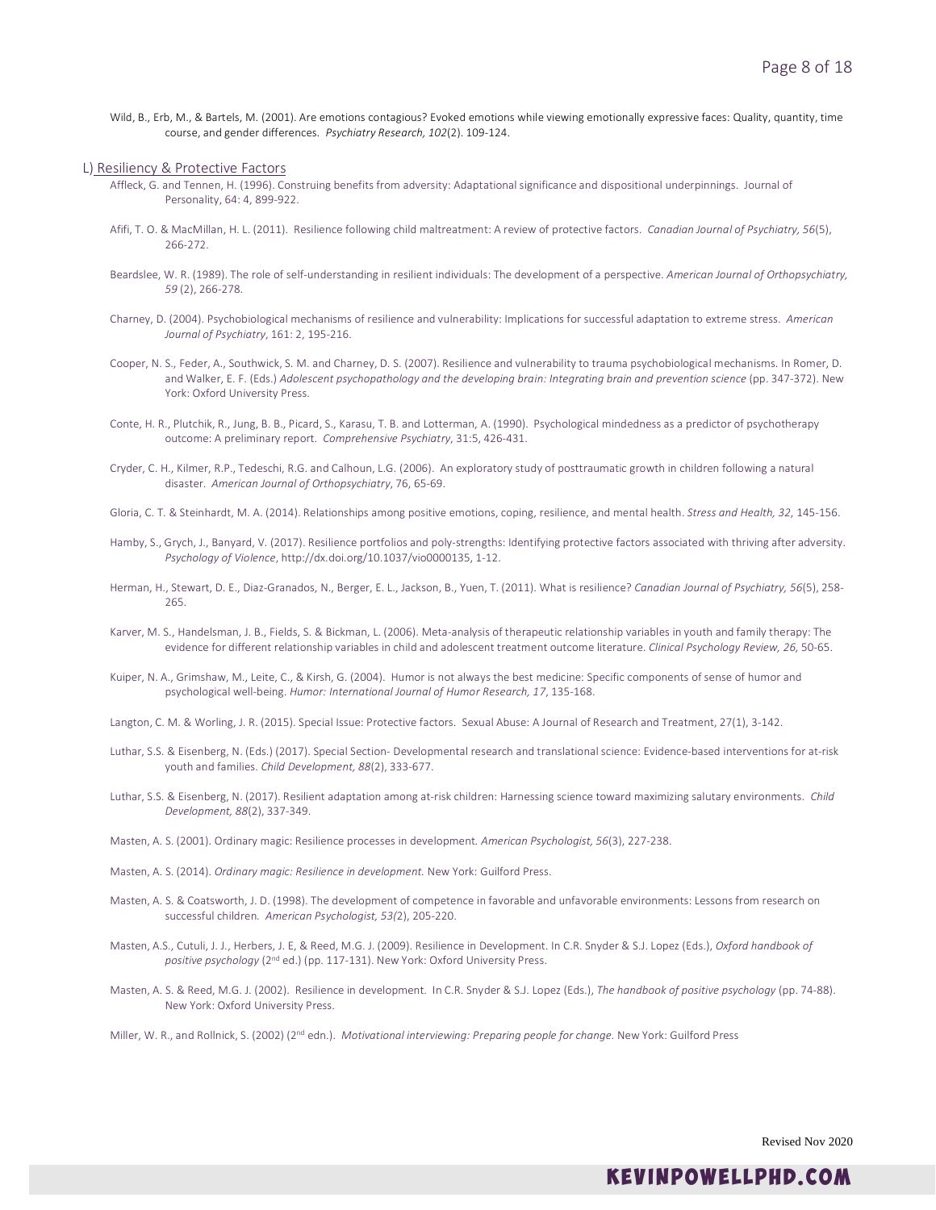Wild, B., Erb, M., & Bartels, M. (2001). Are emotions contagious? Evoked emotions while viewing emotionally expressive faces: Quality, quantity, time course, and gender differences. *Psychiatry Research, 102*(2). 109-124.

## L) Resiliency & Protective Factors

Affleck, G. and Tennen, H. (1996). Construing benefits from adversity: Adaptational significance and dispositional underpinnings. Journal of Personality, 64: 4, 899-922.

Afifi, T. O. & MacMillan, H. L. (2011). Resilience following child maltreatment: A review of protective factors. *Canadian Journal of Psychiatry, 56*(5), 266-272.

Beardslee, W. R. (1989). The role of self-understanding in resilient individuals: The development of a perspective. *American Journal of Orthopsychiatry, 59* (2), 266-278.

Charney, D. (2004). Psychobiological mechanisms of resilience and vulnerability: Implications for successful adaptation to extreme stress. *American Journal of Psychiatry*, 161: 2, 195-216.

Cooper, N. S., Feder, A., Southwick, S. M. and Charney, D. S. (2007). Resilience and vulnerability to trauma psychobiological mechanisms. In Romer, D. and Walker, E. F. (Eds.) *Adolescent psychopathology and the developing brain: Integrating brain and prevention science* (pp. 347-372). New York: Oxford University Press.

Conte, H. R., Plutchik, R., Jung, B. B., Picard, S., Karasu, T. B. and Lotterman, A. (1990). Psychological mindedness as a predictor of psychotherapy outcome: A preliminary report. *Comprehensive Psychiatry*, 31:5, 426-431.

Cryder, C. H., Kilmer, R.P., Tedeschi, R.G. and Calhoun, L.G. (2006). An exploratory study of posttraumatic growth in children following a natural disaster. *American Journal of Orthopsychiatry*, 76, 65-69.

Gloria, C. T. & Steinhardt, M. A. (2014). Relationships among positive emotions, coping, resilience, and mental health. *Stress and Health, 32*, 145-156.

Hamby, S., Grych, J., Banyard, V. (2017). Resilience portfolios and poly-strengths: Identifying protective factors associated with thriving after adversity. *Psychology of Violence*, http://dx.doi.org/10.1037/vio0000135, 1-12.

Herman, H., Stewart, D. E., Diaz-Granados, N., Berger, E. L., Jackson, B., Yuen, T. (2011). What is resilience? *Canadian Journal of Psychiatry, 56*(5), 258-265.

Karver, M. S., Handelsman, J. B., Fields, S. & Bickman, L. (2006). Meta-analysis of therapeutic relationship variables in youth and family therapy: The evidence for different relationship variables in child and adolescent treatment outcome literature. *Clinical Psychology Review, 26,* 50-65.

Kuiper, N. A., Grimshaw, M., Leite, C., & Kirsh, G. (2004). Humor is not always the best medicine: Specific components of sense of humor and psychological well-being. *Humor: International Journal of Humor Research, 17*, 135-168.

Langton, C. M. & Worling, J. R. (2015). Special Issue: Protective factors. Sexual Abuse: A Journal of Research and Treatment, 27(1), 3-142.

Luthar, S.S. & Eisenberg, N. (Eds.) (2017). Special Section- Developmental research and translational science: Evidence-based interventions for at-risk youth and families. *Child Development, 88*(2), 333-677.

Luthar, S.S. & Eisenberg, N. (2017). Resilient adaptation among at-risk children: Harnessing science toward maximizing salutary environments. *Child Development, 88*(2), 337-349.

Masten, A. S. (2001). Ordinary magic: Resilience processes in development. *American Psychologist, 56*(3), 227-238.

Masten, A. S. (2014). *Ordinary magic: Resilience in development.* New York: Guilford Press.

Masten, A. S. & Coatsworth, J. D. (1998). The development of competence in favorable and unfavorable environments: Lessons from research on successful children. *American Psychologist, 53(*2), 205-220.

Masten, A.S., Cutuli, J. J., Herbers, J. E, & Reed, M.G. J. (2009). Resilience in Development. In C.R. Snyder & S.J. Lopez (Eds.), *Oxford handbook of positive psychology* (2nd ed.) (pp. 117-131). New York: Oxford University Press.

Masten, A. S. & Reed, M.G. J. (2002). Resilience in development. In C.R. Snyder & S.J. Lopez (Eds.), *The handbook of positive psychology* (pp. 74-88). New York: Oxford University Press.

Miller, W. R., and Rollnick, S. (2002) (2nd edn.). *Motivational interviewing: Preparing people for change.* New York: Guilford Press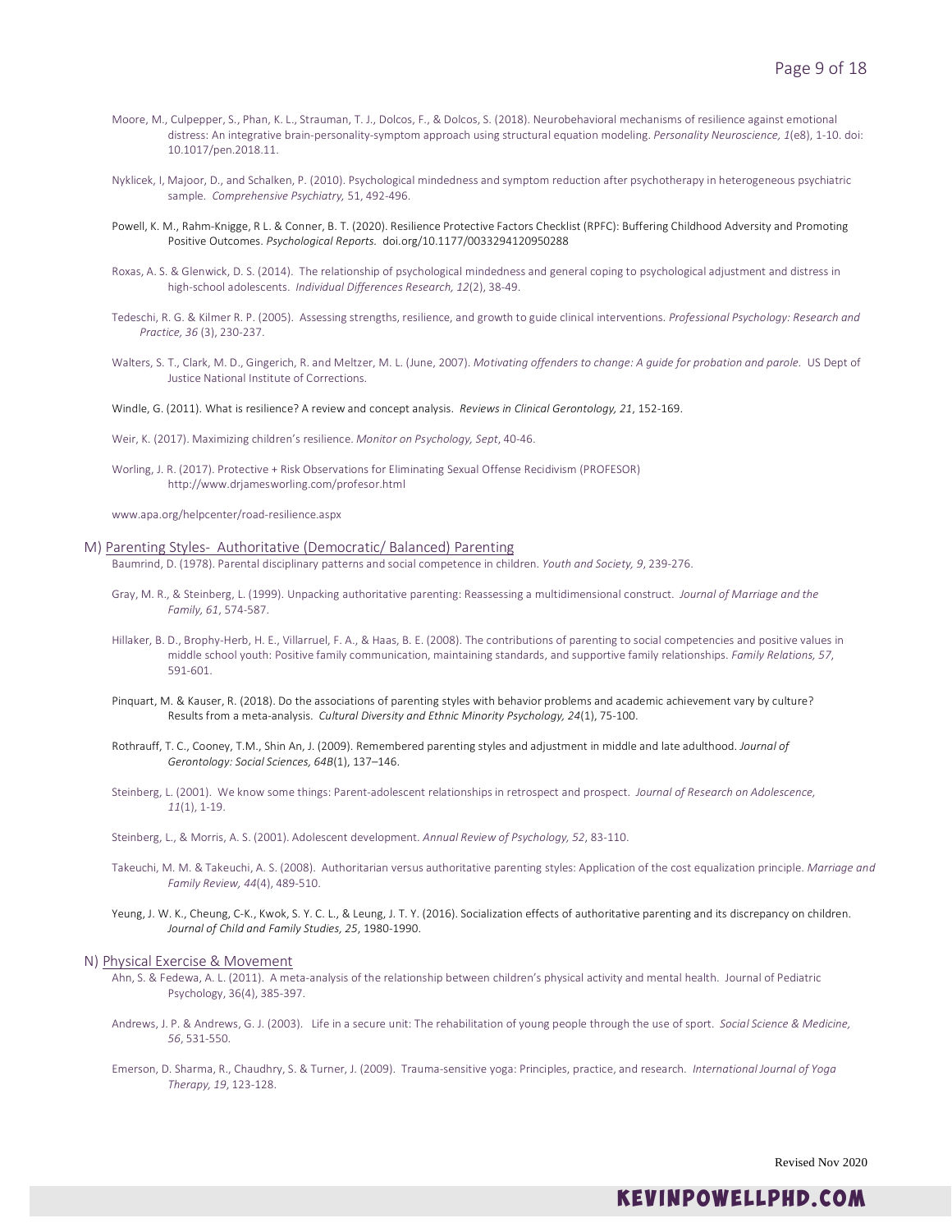Moore, M., Culpepper, S., Phan, K. L., Strauman, T. J., Dolcos, F., & Dolcos, S. (2018). Neurobehavioral mechanisms of resilience against emotional distress: An integrative brain-personality-symptom approach using structural equation modeling. *Personality Neuroscience, 1*(e8), 1-10. doi: 10.1017/pen.2018.11.

Nyklicek, I, Majoor, D., and Schalken, P. (2010). Psychological mindedness and symptom reduction after psychotherapy in heterogeneous psychiatric sample. *Comprehensive Psychiatry,* 51, 492-496.

Powell, K. M., Rahm-Knigge, R L. & Conner, B. T. (2020). Resilience Protective Factors Checklist (RPFC): Buffering Childhood Adversity and Promoting Positive Outcomes. *Psychological Reports.* doi.org/10.1177/0033294120950288

Roxas, A. S. & Glenwick, D. S. (2014). The relationship of psychological mindedness and general coping to psychological adjustment and distress in high-school adolescents. *Individual Differences Research, 12*(2), 38-49.

Tedeschi, R. G. & Kilmer R. P. (2005). Assessing strengths, resilience, and growth to guide clinical interventions. *Professional Psychology: Research and Practice, 36* (3), 230-237.

Walters, S. T., Clark, M. D., Gingerich, R. and Meltzer, M. L. (June, 2007). *Motivating offenders to change: A guide for probation and parole.* US Dept of Justice National Institute of Corrections.

Windle, G. (2011). What is resilience? A review and concept analysis. *Reviews in Clinical Gerontology, 21*, 152-169.

Weir, K. (2017). Maximizing children's resilience. *Monitor on Psychology, Sept*, 40-46.

Worling, J. R. (2017). Protective + Risk Observations for Eliminating Sexual Offense Recidivism (PROFESOR) http://www.drjamesworling.com/profesor.html

www.apa.org/helpcenter/road-resilience.aspx

## M) Parenting Styles- Authoritative (Democratic/ Balanced) Parenting

Baumrind, D. (1978). Parental disciplinary patterns and social competence in children. *Youth and Society, 9*, 239-276.

Gray, M. R., & Steinberg, L. (1999). Unpacking authoritative parenting: Reassessing a multidimensional construct. *Journal of Marriage and the Family, 61*, 574-587.

Hillaker, B. D., Brophy-Herb, H. E., Villarruel, F. A., & Haas, B. E. (2008). The contributions of parenting to social competencies and positive values in middle school youth: Positive family communication, maintaining standards, and supportive family relationships. *Family Relations, 57*, 591-601.

Pinquart, M. & Kauser, R. (2018). Do the associations of parenting styles with behavior problems and academic achievement vary by culture? Results from a meta-analysis. *Cultural Diversity and Ethnic Minority Psychology, 24*(1), 75-100.

Rothrauff, T. C., Cooney, T.M., Shin An, J. (2009). Remembered parenting styles and adjustment in middle and late adulthood. *Journal of Gerontology: Social Sciences, 64B*(1), 137–146.

Steinberg, L. (2001). We know some things: Parent-adolescent relationships in retrospect and prospect. *Journal of Research on Adolescence, 11*(1), 1-19.

Steinberg, L., & Morris, A. S. (2001). Adolescent development. *Annual Review of Psychology, 52*, 83-110.

Takeuchi, M. M. & Takeuchi, A. S. (2008). Authoritarian versus authoritative parenting styles: Application of the cost equalization principle. *Marriage and Family Review, 44*(4), 489-510.

Yeung, J. W. K., Cheung, C-K., Kwok, S. Y. C. L., & Leung, J. T. Y. (2016). Socialization effects of authoritative parenting and its discrepancy on children. *Journal of Child and Family Studies, 25*, 1980-1990.

## N) Physical Exercise & Movement

Ahn, S. & Fedewa, A. L. (2011). A meta-analysis of the relationship between children's physical activity and mental health. Journal of Pediatric Psychology, 36(4), 385-397.

Andrews, J. P. & Andrews, G. J. (2003). Life in a secure unit: The rehabilitation of young people through the use of sport. *Social Science & Medicine, 56*, 531-550.

Emerson, D. Sharma, R., Chaudhry, S. & Turner, J. (2009). Trauma-sensitive yoga: Principles, practice, and research. *International Journal of Yoga Therapy, 19*, 123-128.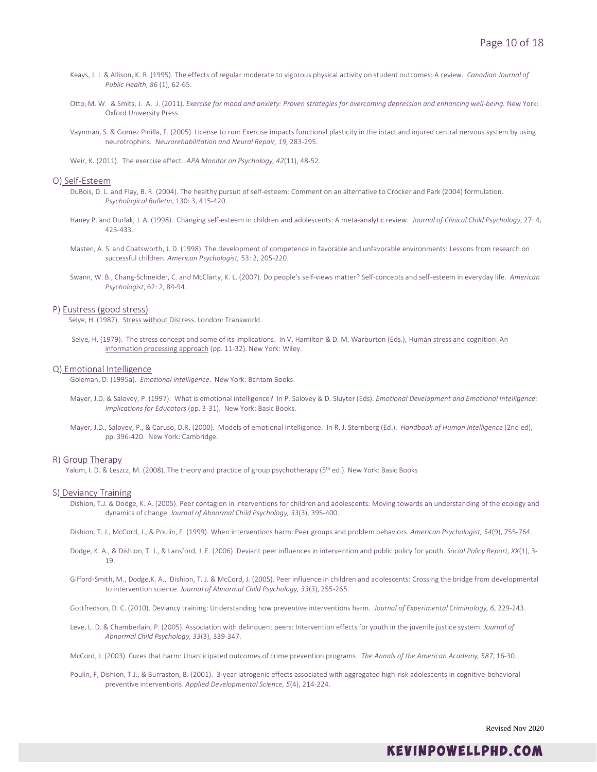Keays, J. J. & Allison, K. R. (1995). The effects of regular moderate to vigorous physical activity on student outcomes: A review. *Canadian Journal of Public Health, 86* (1), 62-65.

Otto, M. W. & Smits, J. A. J. (2011). *Exercise for mood and anxiety: Proven strategies for overcoming depression and enhancing well-being.* New York: Oxford University Press

Vaynman, S. & Gomez Pinilla, F. (2005). License to run: Exercise impacts functional plasticity in the intact and injured central nervous system by using neurotrophins. *Neurorehabilitation and Neural Repair, 19,* 283-295.

Weir, K. (2011). The exercise effect. *APA Monitor on Psychology, 42*(11), 48-52.

## O) Self-Esteem

DuBois, D. L. and Flay, B. R. (2004). The healthy pursuit of self-esteem: Comment on an alternative to Crocker and Park (2004) formulation. *Psychological Bulletin*, 130: 3, 415-420.

Haney P. and Durlak, J. A. (1998). Changing self-esteem in children and adolescents: A meta-analytic review. *Journal of Clinical Child Psychology*, 27: 4, 423-433.

Masten, A. S. and Coatsworth, J. D. (1998). The development of competence in favorable and unfavorable environments: Lessons from research on successful children. *American Psychologist,* 53: 2, 205-220.

Swann, W. B., Chang-Schneider, C. and McClarty, K. L. (2007). Do people's self-views matter? Self-concepts and self-esteem in everyday life. *American Psychologist*, 62: 2, 84-94.

## P) Eustress (good stress)

Selye, H. (1987). Stress without Distress. London: Transworld.

Selye, H. (1979). The stress concept and some of its implications. In V. Hamilton & D. M. Warburton (Eds.), Human stress and cognition: An information processing approach (pp. 11-32). New York: Wiley.

## Q) Emotional Intelligence

Goleman, D. (1995a). *Emotional intelligence*. New York: Bantam Books.

Mayer, J.D. & Salovey, P. (1997). What is emotional intelligence? In P. Salovey & D. Sluyter (Eds). *Emotional Development and Emotional Intelligence: Implications for Educators* (pp. 3-31). New York: Basic Books.

Mayer, J.D., Salovey, P., & Caruso, D.R. (2000). Models of emotional intelligence. In R. J. Sternberg (Ed.). *Handbook of Human Intelligence* (2nd ed), pp. 396-420. New York: Cambridge.

## R) Group Therapy

Yalom, I. D. & Leszcz, M. (2008). The theory and practice of group psychotherapy (5th ed.). New York: Basic Books

## S) Deviancy Training

Dishion, T.J. & Dodge, K. A. (2005). Peer contagion in interventions for children and adolescents: Moving towards an understanding of the ecology and dynamics of change. *Journal of Abnormal Child Psychology, 33*(3), 395-400.

Dishion, T. J., McCord, J., & Poulin, F. (1999). When interventions harm: Peer groups and problem behaviors. *American Psychologist, 54*(9), 755-764.

Dodge, K. A., & Dishion, T. J., & Lansford, J. E. (2006). Deviant peer influences in intervention and public policy for youth. *Social Policy Report, XX*(1), 3-19.

Gifford-Smith, M., Dodge,K. A., Dishion, T. J. & McCord, J. (2005). Peer influence in children and adolescents: Crossing the bridge from developmental to intervention science. *Journal of Abnormal Child Psychology, 33*(3), 255-265.

Gottfredson, D. C. (2010). Deviancy training: Understanding how preventive interventions harm. *Journal of Experimental Criminology, 6*, 229-243.

Leve, L. D. & Chamberlain, P. (2005). Association with delinquent peers: Intervention effects for youth in the juvenile justice system. *Journal of Abnormal Child Psychology, 33*(3), 339-347.

McCord, J. (2003). Cures that harm: Unanticipated outcomes of crime prevention programs. *The Annals of the American Academy, 587*, 16-30.

Poulin, F, Dishion, T.J., & Burraston, B. (2001). 3-year iatrogenic effects associated with aggregated high-risk adolescents in cognitive-behavioral preventive interventions. *Applied Developmental Science, 5*(4), 214-224.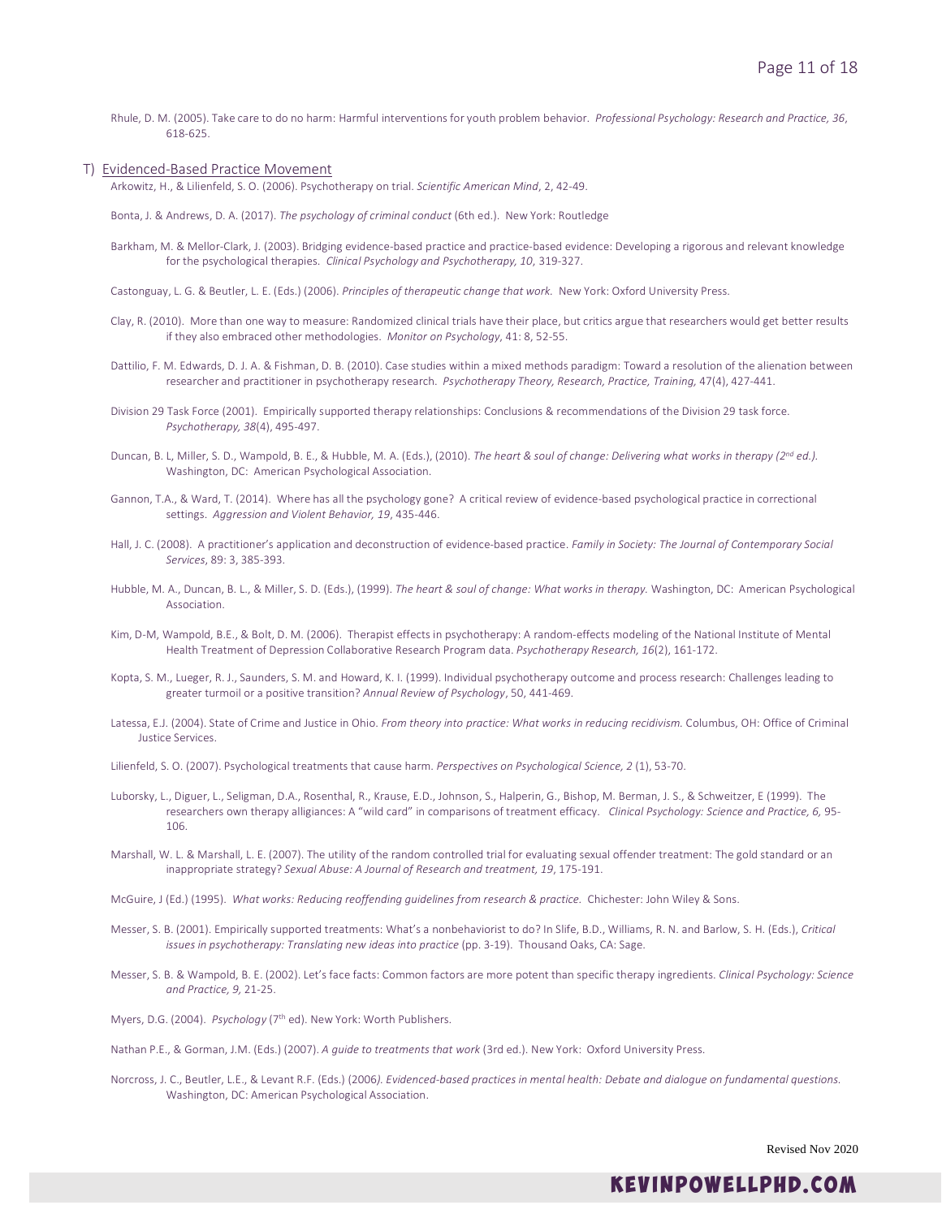Rhule, D. M. (2005). Take care to do no harm: Harmful interventions for youth problem behavior. *Professional Psychology: Research and Practice, 36*, 618-625.

## T) Evidenced-Based Practice Movement

Arkowitz, H., & Lilienfeld, S. O. (2006). Psychotherapy on trial. *Scientific American Mind*, 2, 42-49.

Bonta, J. & Andrews, D. A. (2017). *The psychology of criminal conduct* (6th ed.). New York: Routledge

Barkham, M. & Mellor-Clark, J. (2003). Bridging evidence-based practice and practice-based evidence: Developing a rigorous and relevant knowledge for the psychological therapies. *Clinical Psychology and Psychotherapy, 10*, 319-327.

Castonguay, L. G. & Beutler, L. E. (Eds.) (2006). *Principles of therapeutic change that work.* New York: Oxford University Press.

Clay, R. (2010). More than one way to measure: Randomized clinical trials have their place, but critics argue that researchers would get better results if they also embraced other methodologies. *Monitor on Psychology*, 41: 8, 52-55.

Dattilio, F. M. Edwards, D. J. A. & Fishman, D. B. (2010). Case studies within a mixed methods paradigm: Toward a resolution of the alienation between researcher and practitioner in psychotherapy research. *Psychotherapy Theory, Research, Practice, Training,* 47(4), 427-441.

Division 29 Task Force (2001). Empirically supported therapy relationships: Conclusions & recommendations of the Division 29 task force. *Psychotherapy, 38*(4), 495-497.

Duncan, B. L, Miller, S. D., Wampold, B. E., & Hubble, M. A. (Eds.), (2010). *The heart & soul of change: Delivering what works in therapy (2nd ed.).* Washington, DC: American Psychological Association.

Gannon, T.A., & Ward, T. (2014). Where has all the psychology gone? A critical review of evidence-based psychological practice in correctional settings. *Aggression and Violent Behavior, 19*, 435-446.

Hall, J. C. (2008). A practitioner's application and deconstruction of evidence-based practice. *Family in Society: The Journal of Contemporary Social Services*, 89: 3, 385-393.

Hubble, M. A., Duncan, B. L., & Miller, S. D. (Eds.), (1999). *The heart & soul of change: What works in therapy.* Washington, DC: American Psychological Association.

Kim, D-M, Wampold, B.E., & Bolt, D. M. (2006). Therapist effects in psychotherapy: A random-effects modeling of the National Institute of Mental Health Treatment of Depression Collaborative Research Program data. *Psychotherapy Research, 16*(2), 161-172.

Kopta, S. M., Lueger, R. J., Saunders, S. M. and Howard, K. I. (1999). Individual psychotherapy outcome and process research: Challenges leading to greater turmoil or a positive transition? *Annual Review of Psychology*, 50, 441-469.

Latessa, E.J. (2004). State of Crime and Justice in Ohio. *From theory into practice: What works in reducing recidivism.* Columbus, OH: Office of Criminal Justice Services.

Lilienfeld, S. O. (2007). Psychological treatments that cause harm. *Perspectives on Psychological Science, 2* (1), 53-70.

Luborsky, L., Diguer, L., Seligman, D.A., Rosenthal, R., Krause, E.D., Johnson, S., Halperin, G., Bishop, M. Berman, J. S., & Schweitzer, E (1999). The researchers own therapy alligiances: A "wild card" in comparisons of treatment efficacy. *Clinical Psychology: Science and Practice, 6,* 95-106.

Marshall, W. L. & Marshall, L. E. (2007). The utility of the random controlled trial for evaluating sexual offender treatment: The gold standard or an inappropriate strategy? *Sexual Abuse: A Journal of Research and treatment, 19*, 175-191.

McGuire, J (Ed.) (1995). *What works: Reducing reoffending guidelines from research & practice.* Chichester: John Wiley & Sons.

Messer, S. B. (2001). Empirically supported treatments: What's a nonbehaviorist to do? In Slife, B.D., Williams, R. N. and Barlow, S. H. (Eds.), *Critical issues in psychotherapy: Translating new ideas into practice* (pp. 3-19). Thousand Oaks, CA: Sage.

Messer, S. B. & Wampold, B. E. (2002). Let's face facts: Common factors are more potent than specific therapy ingredients. *Clinical Psychology: Science and Practice, 9,* 21-25.

Myers, D.G. (2004). *Psychology* (7th ed). New York: Worth Publishers.

Nathan P.E., & Gorman, J.M. (Eds.) (2007). *A guide to treatments that work* (3rd ed.). New York: Oxford University Press.

Norcross, J. C., Beutler, L.E., & Levant R.F. (Eds.) (2006*). Evidenced-based practices in mental health: Debate and dialogue on fundamental questions.* Washington, DC: American Psychological Association.

Revised Nov 2020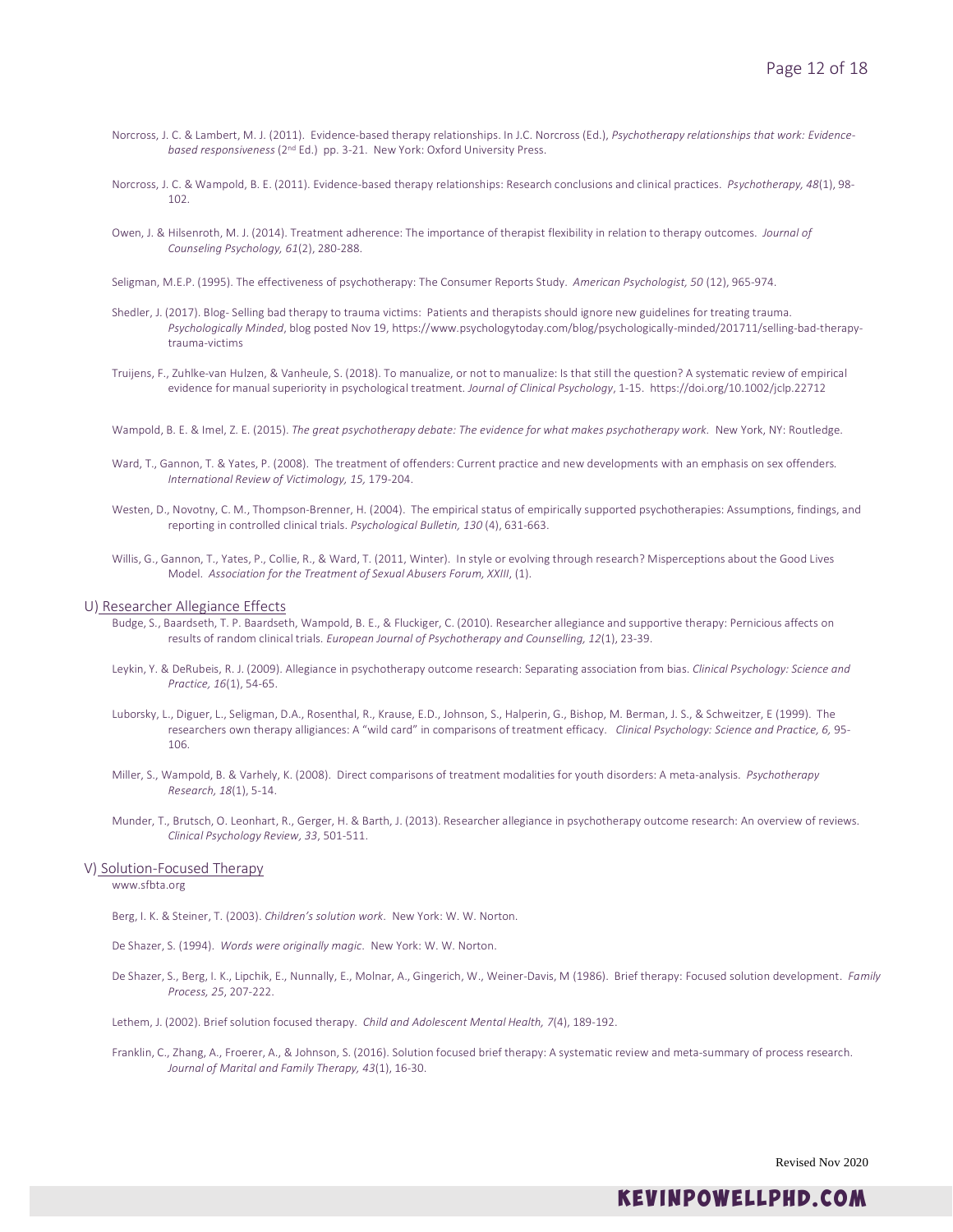Norcross, J. C. & Lambert, M. J. (2011). Evidence-based therapy relationships. In J.C. Norcross (Ed.), *Psychotherapy relationships that work: Evidence-based responsiveness* (2nd Ed.) pp. 3-21. New York: Oxford University Press.

Norcross, J. C. & Wampold, B. E. (2011). Evidence-based therapy relationships: Research conclusions and clinical practices. *Psychotherapy, 48*(1), 98-102.

Owen, J. & Hilsenroth, M. J. (2014). Treatment adherence: The importance of therapist flexibility in relation to therapy outcomes. *Journal of Counseling Psychology, 61*(2), 280-288.

Seligman, M.E.P. (1995). The effectiveness of psychotherapy: The Consumer Reports Study. *American Psychologist, 50* (12), 965-974.

Shedler, J. (2017). Blog- Selling bad therapy to trauma victims: Patients and therapists should ignore new guidelines for treating trauma. *Psychologically Minded*, blog posted Nov 19, https://www.psychologytoday.com/blog/psychologically-minded/201711/selling-bad-therapy-trauma-victims

Truijens, F., Zuhlke-van Hulzen, & Vanheule, S. (2018). To manualize, or not to manualize: Is that still the question? A systematic review of empirical evidence for manual superiority in psychological treatment. *Journal of Clinical Psychology*, 1-15. https://doi.org/10.1002/jclp.22712

Wampold, B. E. & Imel, Z. E. (2015). *The great psychotherapy debate: The evidence for what makes psychotherapy work.* New York, NY: Routledge.

Ward, T., Gannon, T. & Yates, P. (2008). The treatment of offenders: Current practice and new developments with an emphasis on sex offenders. *International Review of Victimology, 15,* 179-204.

Westen, D., Novotny, C. M., Thompson-Brenner, H. (2004). The empirical status of empirically supported psychotherapies: Assumptions, findings, and reporting in controlled clinical trials. *Psychological Bulletin, 130* (4), 631-663.

Willis, G., Gannon, T., Yates, P., Collie, R., & Ward, T. (2011, Winter). In style or evolving through research? Misperceptions about the Good Lives Model. *Association for the Treatment of Sexual Abusers Forum, XXIII*, (1).

## U) Researcher Allegiance Effects

Budge, S., Baardseth, T. P. Baardseth, Wampold, B. E., & Fluckiger, C. (2010). Researcher allegiance and supportive therapy: Pernicious affects on results of random clinical trials. *European Journal of Psychotherapy and Counselling, 12*(1), 23-39.

Leykin, Y. & DeRubeis, R. J. (2009). Allegiance in psychotherapy outcome research: Separating association from bias. *Clinical Psychology: Science and Practice, 16*(1), 54-65.

Luborsky, L., Diguer, L., Seligman, D.A., Rosenthal, R., Krause, E.D., Johnson, S., Halperin, G., Bishop, M. Berman, J. S., & Schweitzer, E (1999). The researchers own therapy alligiances: A "wild card" in comparisons of treatment efficacy. *Clinical Psychology: Science and Practice, 6,* 95-106.

Miller, S., Wampold, B. & Varhely, K. (2008). Direct comparisons of treatment modalities for youth disorders: A meta-analysis. *Psychotherapy Research, 18*(1), 5-14.

Munder, T., Brutsch, O. Leonhart, R., Gerger, H. & Barth, J. (2013). Researcher allegiance in psychotherapy outcome research: An overview of reviews. *Clinical Psychology Review*, *33*, 501-511.

## V) Solution-Focused Therapy

www.sfbta.org

Berg, I. K. & Steiner, T. (2003). *Children's solution work*. New York: W. W. Norton.

De Shazer, S. (1994). *Words were originally magic*. New York: W. W. Norton.

De Shazer, S., Berg, I. K., Lipchik, E., Nunnally, E., Molnar, A., Gingerich, W., Weiner-Davis, M (1986). Brief therapy: Focused solution development. *Family Process, 25*, 207-222.

Lethem, J. (2002). Brief solution focused therapy. *Child and Adolescent Mental Health, 7*(4), 189-192.

Franklin, C., Zhang, A., Froerer, A., & Johnson, S. (2016). Solution focused brief therapy: A systematic review and meta-summary of process research. *Journal of Marital and Family Therapy, 43*(1), 16-30.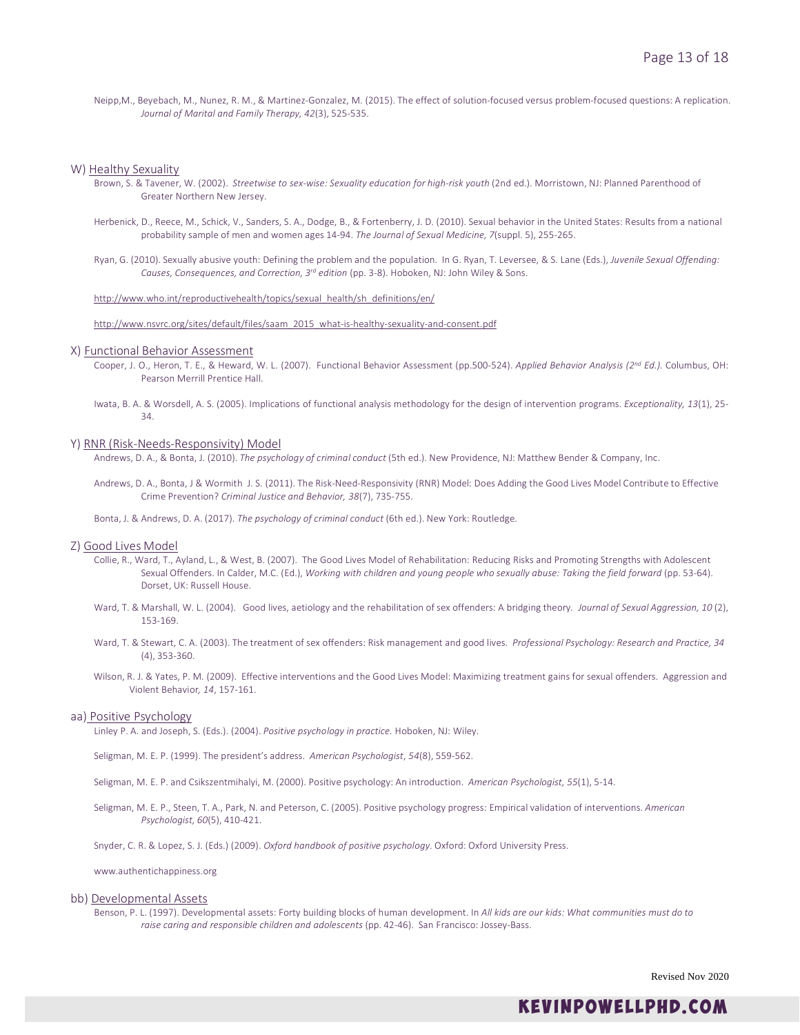Neipp,M., Beyebach, M., Nunez, R. M., & Martinez-Gonzalez, M. (2015). The effect of solution-focused versus problem-focused questions: A replication. *Journal of Marital and Family Therapy, 42*(3), 525-535.

## W) Healthy Sexuality

Brown, S. & Tavener, W. (2002). *Streetwise to sex-wise: Sexuality education for high-risk youth* (2nd ed.). Morristown, NJ: Planned Parenthood of Greater Northern New Jersey.

Herbenick, D., Reece, M., Schick, V., Sanders, S. A., Dodge, B., & Fortenberry, J. D. (2010). Sexual behavior in the United States: Results from a national probability sample of men and women ages 14-94. *The Journal of Sexual Medicine, 7*(suppl. 5), 255-265.

Ryan, G. (2010). Sexually abusive youth: Defining the problem and the population. In G. Ryan, T. Leversee, & S. Lane (Eds.), *Juvenile Sexual Offending: Causes, Consequences, and Correction, 3rd edition* (pp. 3-8). Hoboken, NJ: John Wiley & Sons.

http://www.who.int/reproductivehealth/topics/sexual_health/sh_definitions/en/

http://www.nsvrc.org/sites/default/files/saam_2015_what-is-healthy-sexuality-and-consent.pdf

## X) Functional Behavior Assessment

Cooper, J. O., Heron, T. E., & Heward, W. L. (2007). Functional Behavior Assessment (pp.500-524). *Applied Behavior Analysis (2nd Ed.).* Columbus, OH: Pearson Merrill Prentice Hall.

Iwata, B. A. & Worsdell, A. S. (2005). Implications of functional analysis methodology for the design of intervention programs. *Exceptionality, 13*(1), 25-34.

## Y) RNR (Risk-Needs-Responsivity) Model

Andrews, D. A., & Bonta, J. (2010). *The psychology of criminal conduct* (5th ed.). New Providence, NJ: Matthew Bender & Company, Inc.

Andrews, D. A., Bonta, J & Wormith J. S. (2011). The Risk-Need-Responsivity (RNR) Model: Does Adding the Good Lives Model Contribute to Effective Crime Prevention? *Criminal Justice and Behavior, 38*(7), 735-755.

Bonta, J. & Andrews, D. A. (2017). *The psychology of criminal conduct* (6th ed.). New York: Routledge.

## Z) Good Lives Model

Collie, R., Ward, T., Ayland, L., & West, B. (2007). The Good Lives Model of Rehabilitation: Reducing Risks and Promoting Strengths with Adolescent Sexual Offenders. In Calder, M.C. (Ed.), *Working with children and young people who sexually abuse: Taking the field forward* (pp. 53-64). Dorset, UK: Russell House.

Ward, T. & Marshall, W. L. (2004). Good lives, aetiology and the rehabilitation of sex offenders: A bridging theory. *Journal of Sexual Aggression, 10* (2), 153-169.

Ward, T. & Stewart, C. A. (2003). The treatment of sex offenders: Risk management and good lives. *Professional Psychology: Research and Practice, 34* (4), 353-360.

Wilson, R. J. & Yates, P. M. (2009). Effective interventions and the Good Lives Model: Maximizing treatment gains for sexual offenders. Aggression and Violent Behavior, *14*, 157-161.

## aa) Positive Psychology

Linley P. A. and Joseph, S. (Eds.). (2004). *Positive psychology in practice.* Hoboken, NJ: Wiley.

Seligman, M. E. P. (1999). The president's address. *American Psychologist*, *54*(8), 559-562.

Seligman, M. E. P. and Csikszentmihalyi, M. (2000). Positive psychology: An introduction. *American Psychologist, 55*(1), 5-14.

Seligman, M. E. P., Steen, T. A., Park, N. and Peterson, C. (2005). Positive psychology progress: Empirical validation of interventions. *American Psychologist, 60*(5), 410-421.

Snyder, C. R. & Lopez, S. J. (Eds.) (2009). *Oxford handbook of positive psychology*. Oxford: Oxford University Press.

www.authentichappiness.org

## bb) Developmental Assets

Benson, P. L. (1997). Developmental assets: Forty building blocks of human development. In *All kids are our kids: What communities must do to raise caring and responsible children and adolescents* (pp. 42-46). San Francisco: Jossey-Bass.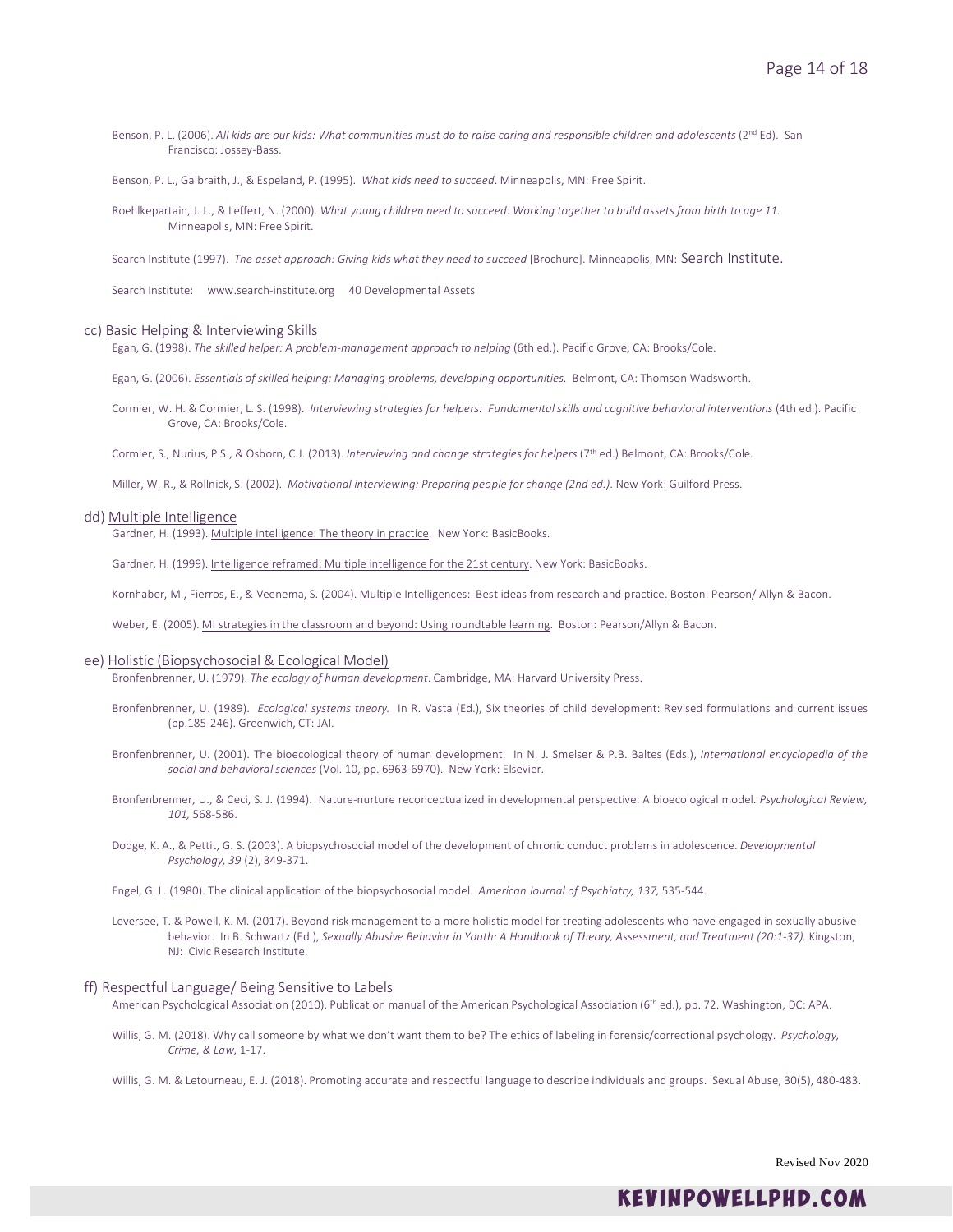Benson, P. L. (2006). *All kids are our kids: What communities must do to raise caring and responsible children and adolescents* (2nd Ed). San Francisco: Jossey-Bass.

Benson, P. L., Galbraith, J., & Espeland, P. (1995). *What kids need to succeed*. Minneapolis, MN: Free Spirit.

Roehlkepartain, J. L., & Leffert, N. (2000). *What young children need to succeed: Working together to build assets from birth to age 11.* Minneapolis, MN: Free Spirit.

Search Institute (1997). *The asset approach: Giving kids what they need to succeed* [Brochure]. Minneapolis, MN: Search Institute.

Search Institute: www.search-institute.org 40 Developmental Assets

cc) Basic Helping & Interviewing Skills

Egan, G. (1998). *The skilled helper: A problem-management approach to helping* (6th ed.). Pacific Grove, CA: Brooks/Cole.

Egan, G. (2006). *Essentials of skilled helping: Managing problems, developing opportunities.* Belmont, CA: Thomson Wadsworth.

Cormier, W. H. & Cormier, L. S. (1998). *Interviewing strategies for helpers: Fundamental skills and cognitive behavioral interventions* (4th ed.). Pacific Grove, CA: Brooks/Cole.

Cormier, S., Nurius, P.S., & Osborn, C.J. (2013). *Interviewing and change strategies for helpers* (7th ed.) Belmont, CA: Brooks/Cole.

Miller, W. R., & Rollnick, S. (2002). *Motivational interviewing: Preparing people for change (2nd ed.)*. New York: Guilford Press.

dd) Multiple Intelligence

Gardner, H. (1993). Multiple intelligence: The theory in practice. New York: BasicBooks.

Gardner, H. (1999). Intelligence reframed: Multiple intelligence for the 21st century. New York: BasicBooks.

Kornhaber, M., Fierros, E., & Veenema, S. (2004). Multiple Intelligences: Best ideas from research and practice. Boston: Pearson/ Allyn & Bacon.

Weber, E. (2005). MI strategies in the classroom and beyond: Using roundtable learning. Boston: Pearson/Allyn & Bacon.

ee) Holistic (Biopsychosocial & Ecological Model)

Bronfenbrenner, U. (1979). *The ecology of human development*. Cambridge, MA: Harvard University Press.

Bronfenbrenner, U. (1989). *Ecological systems theory.* In R. Vasta (Ed.), Six theories of child development: Revised formulations and current issues (pp.185-246). Greenwich, CT: JAI.

Bronfenbrenner, U. (2001). The bioecological theory of human development. In N. J. Smelser & P.B. Baltes (Eds.), *International encyclopedia of the social and behavioral sciences* (Vol. 10, pp. 6963-6970). New York: Elsevier.

Bronfenbrenner, U., & Ceci, S. J. (1994). Nature-nurture reconceptualized in developmental perspective: A bioecological model. *Psychological Review, 101,* 568-586.

Dodge, K. A., & Pettit, G. S. (2003). A biopsychosocial model of the development of chronic conduct problems in adolescence. *Developmental Psychology, 39* (2), 349-371.

Engel, G. L. (1980). The clinical application of the biopsychosocial model. *American Journal of Psychiatry, 137,* 535-544.

Leversee, T. & Powell, K. M. (2017). Beyond risk management to a more holistic model for treating adolescents who have engaged in sexually abusive behavior. In B. Schwartz (Ed.), *Sexually Abusive Behavior in Youth: A Handbook of Theory, Assessment, and Treatment (20:1-37).* Kingston, NJ: Civic Research Institute.

ff) Respectful Language/ Being Sensitive to Labels

American Psychological Association (2010). Publication manual of the American Psychological Association (6th ed.), pp. 72. Washington, DC: APA.

Willis, G. M. (2018). Why call someone by what we don't want them to be? The ethics of labeling in forensic/correctional psychology. *Psychology, Crime, & Law,* 1-17.

Willis, G. M. & Letourneau, E. J. (2018). Promoting accurate and respectful language to describe individuals and groups. Sexual Abuse, 30(5), 480-483.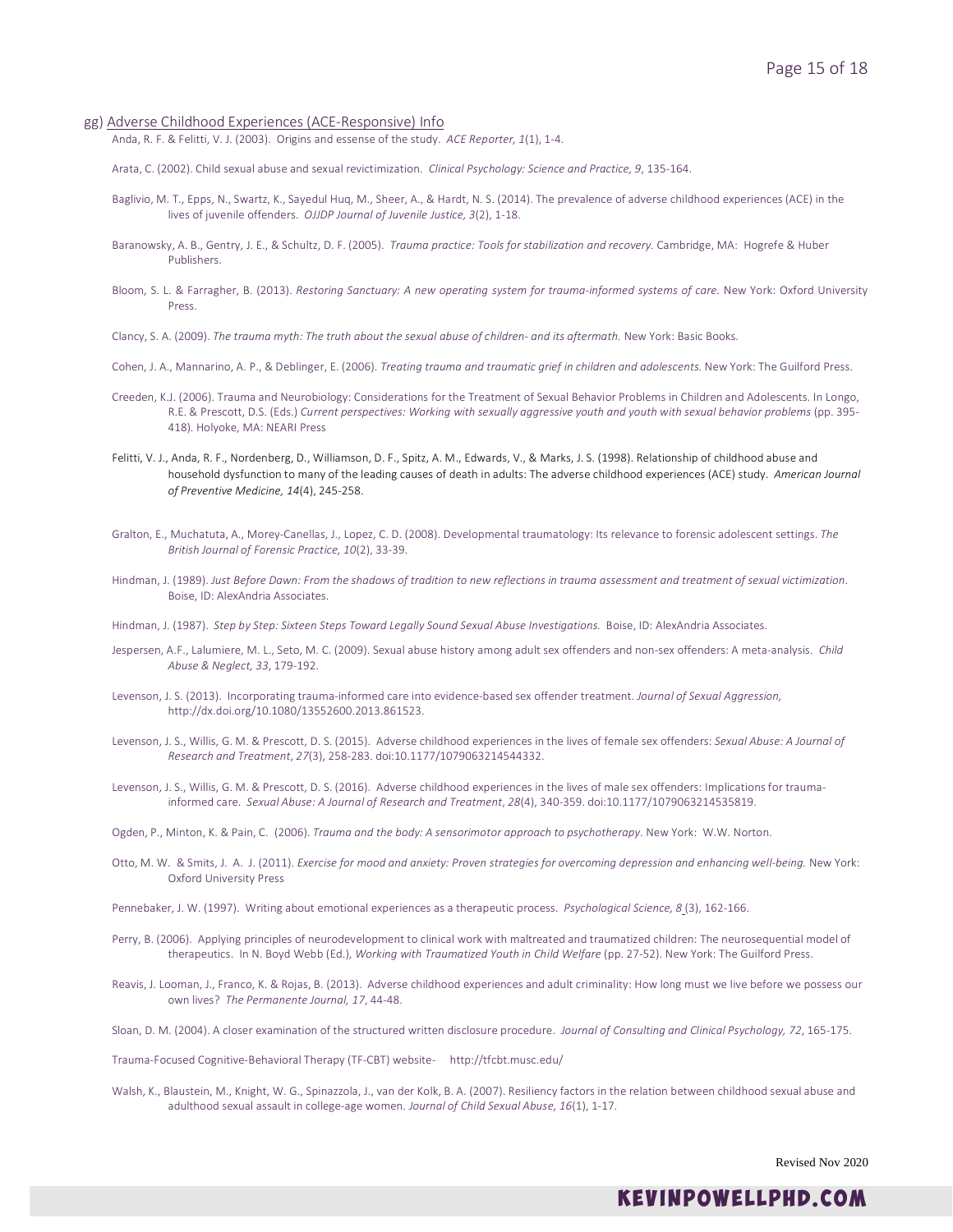gg) Adverse Childhood Experiences (ACE-Responsive) Info

Anda, R. F. & Felitti, V. J. (2003). Origins and essense of the study. *ACE Reporter, 1*(1), 1-4.

Arata, C. (2002). Child sexual abuse and sexual revictimization. *Clinical Psychology: Science and Practice, 9*, 135-164.

Baglivio, M. T., Epps, N., Swartz, K., Sayedul Huq, M., Sheer, A., & Hardt, N. S. (2014). The prevalence of adverse childhood experiences (ACE) in the lives of juvenile offenders. *OJJDP Journal of Juvenile Justice, 3*(2), 1-18.

Baranowsky, A. B., Gentry, J. E., & Schultz, D. F. (2005). *Trauma practice: Tools for stabilization and recovery.* Cambridge, MA: Hogrefe & Huber Publishers.

Bloom, S. L. & Farragher, B. (2013). *Restoring Sanctuary: A new operating system for trauma-informed systems of care.* New York: Oxford University Press.

Clancy, S. A. (2009). *The trauma myth: The truth about the sexual abuse of children- and its aftermath.* New York: Basic Books.

Cohen, J. A., Mannarino, A. P., & Deblinger, E. (2006). *Treating trauma and traumatic grief in children and adolescents.* New York: The Guilford Press.

Creeden, K.J. (2006). Trauma and Neurobiology: Considerations for the Treatment of Sexual Behavior Problems in Children and Adolescents. In Longo, R.E. & Prescott, D.S. (Eds.) *Current perspectives: Working with sexually aggressive youth and youth with sexual behavior problems* (pp. 395-418). Holyoke, MA: NEARI Press

Felitti, V. J., Anda, R. F., Nordenberg, D., Williamson, D. F., Spitz, A. M., Edwards, V., & Marks, J. S. (1998). Relationship of childhood abuse and household dysfunction to many of the leading causes of death in adults: The adverse childhood experiences (ACE) study. *American Journal of Preventive Medicine, 14*(4), 245-258.

Gralton, E., Muchatuta, A., Morey-Canellas, J., Lopez, C. D. (2008). Developmental traumatology: Its relevance to forensic adolescent settings. *The British Journal of Forensic Practice, 10*(2), 33-39.

Hindman, J. (1989). *Just Before Dawn: From the shadows of tradition to new reflections in trauma assessment and treatment of sexual victimization*. Boise, ID: AlexAndria Associates.

Hindman, J. (1987). *Step by Step: Sixteen Steps Toward Legally Sound Sexual Abuse Investigations.* Boise, ID: AlexAndria Associates.

Jespersen, A.F., Lalumiere, M. L., Seto, M. C. (2009). Sexual abuse history among adult sex offenders and non-sex offenders: A meta-analysis. *Child Abuse & Neglect, 33*, 179-192.

Levenson, J. S. (2013). Incorporating trauma-informed care into evidence-based sex offender treatment. *Journal of Sexual Aggression,* http://dx.doi.org/10.1080/13552600.2013.861523.

Levenson, J. S., Willis, G. M. & Prescott, D. S. (2015). Adverse childhood experiences in the lives of female sex offenders: *Sexual Abuse: A Journal of Research and Treatment*, *27*(3), 258-283. doi:10.1177/1079063214544332.

Levenson, J. S., Willis, G. M. & Prescott, D. S. (2016). Adverse childhood experiences in the lives of male sex offenders: Implications for trauma-informed care. *Sexual Abuse: A Journal of Research and Treatment*, *28*(4), 340-359. doi:10.1177/1079063214535819.

Ogden, P., Minton, K. & Pain, C. (2006). *Trauma and the body: A sensorimotor approach to psychotherapy*. New York: W.W. Norton.

Otto, M. W. & Smits, J. A. J. (2011). *Exercise for mood and anxiety: Proven strategies for overcoming depression and enhancing well-being.* New York: Oxford University Press

Pennebaker, J. W. (1997). Writing about emotional experiences as a therapeutic process. *Psychological Science, 8* (3), 162-166.

Perry, B. (2006). Applying principles of neurodevelopment to clinical work with maltreated and traumatized children: The neurosequential model of therapeutics. In N. Boyd Webb (Ed.), *Working with Traumatized Youth in Child Welfare* (pp. 27-52). New York: The Guilford Press.

Reavis, J. Looman, J., Franco, K. & Rojas, B. (2013). Adverse childhood experiences and adult criminality: How long must we live before we possess our own lives? *The Permanente Journal, 17*, 44-48.

Sloan, D. M. (2004). A closer examination of the structured written disclosure procedure. *Journal of Consulting and Clinical Psychology, 72*, 165-175.

Trauma-Focused Cognitive-Behavioral Therapy (TF-CBT) website- http://tfcbt.musc.edu/

Walsh, K., Blaustein, M., Knight, W. G., Spinazzola, J., van der Kolk, B. A. (2007). Resiliency factors in the relation between childhood sexual abuse and adulthood sexual assault in college-age women. *Journal of Child Sexual Abuse, 16*(1), 1-17.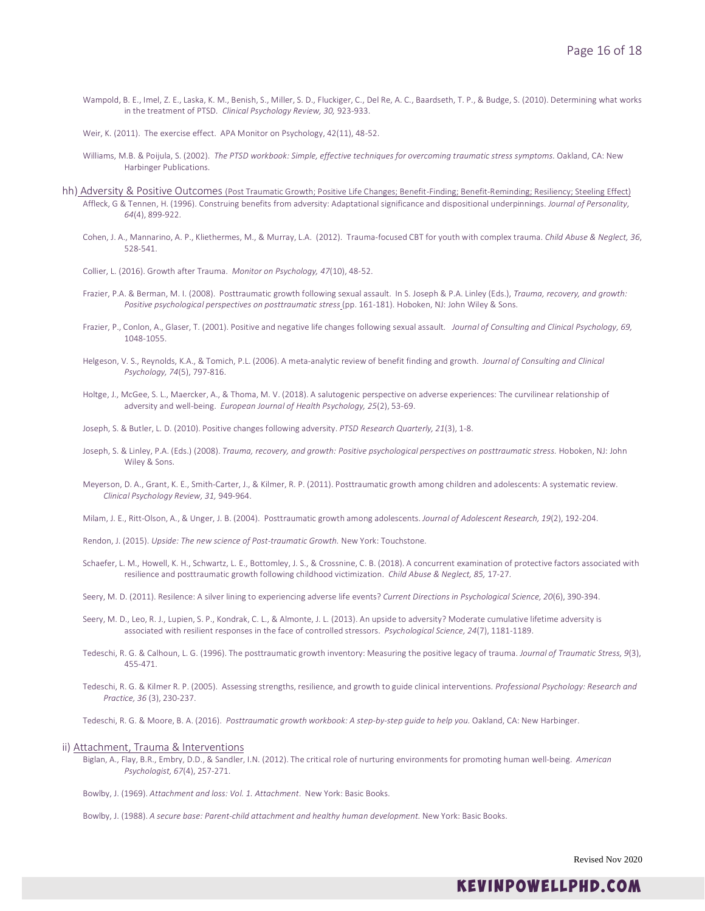Wampold, B. E., Imel, Z. E., Laska, K. M., Benish, S., Miller, S. D., Fluckiger, C., Del Re, A. C., Baardseth, T. P., & Budge, S. (2010). Determining what works in the treatment of PTSD. *Clinical Psychology Review, 30,* 923-933.

Weir, K. (2011). The exercise effect. APA Monitor on Psychology, 42(11), 48-52.

Williams, M.B. & Poijula, S. (2002). *The PTSD workbook: Simple, effective techniques for overcoming traumatic stress symptoms.* Oakland, CA: New Harbinger Publications.

hh) Adversity & Positive Outcomes (Post Traumatic Growth; Positive Life Changes; Benefit-Finding; Benefit-Reminding; Resiliency; Steeling Effect)

Affleck, G & Tennen, H. (1996). Construing benefits from adversity: Adaptational significance and dispositional underpinnings. *Journal of Personality, 64*(4), 899-922.

Cohen, J. A., Mannarino, A. P., Kliethermes, M., & Murray, L.A. (2012). Trauma-focused CBT for youth with complex trauma. *Child Abuse & Neglect, 36*, 528-541.

Collier, L. (2016). Growth after Trauma. *Monitor on Psychology, 47*(10), 48-52.

Frazier, P.A. & Berman, M. I. (2008). Posttraumatic growth following sexual assault. In S. Joseph & P.A. Linley (Eds.), *Trauma, recovery, and growth: Positive psychological perspectives on posttraumatic stress* (pp. 161-181). Hoboken, NJ: John Wiley & Sons.

Frazier, P., Conlon, A., Glaser, T. (2001). Positive and negative life changes following sexual assault. *Journal of Consulting and Clinical Psychology, 69,* 1048-1055.

Helgeson, V. S., Reynolds, K.A., & Tomich, P.L. (2006). A meta-analytic review of benefit finding and growth. *Journal of Consulting and Clinical Psychology, 74*(5), 797-816.

Holtge, J., McGee, S. L., Maercker, A., & Thoma, M. V. (2018). A salutogenic perspective on adverse experiences: The curvilinear relationship of adversity and well-being. *European Journal of Health Psychology, 25*(2), 53-69.

Joseph, S. & Butler, L. D. (2010). Positive changes following adversity. *PTSD Research Quarterly, 21*(3), 1-8.

Joseph, S. & Linley, P.A. (Eds.) (2008). *Trauma, recovery, and growth: Positive psychological perspectives on posttraumatic stress.* Hoboken, NJ: John Wiley & Sons.

Meyerson, D. A., Grant, K. E., Smith-Carter, J., & Kilmer, R. P. (2011). Posttraumatic growth among children and adolescents: A systematic review. *Clinical Psychology Review, 31,* 949-964.

Milam, J. E., Ritt-Olson, A., & Unger, J. B. (2004). Posttraumatic growth among adolescents. *Journal of Adolescent Research, 19*(2), 192-204.

Rendon, J. (2015). *Upside: The new science of Post-traumatic Growth.* New York: Touchstone.

Schaefer, L. M., Howell, K. H., Schwartz, L. E., Bottomley, J. S., & Crossnine, C. B. (2018). A concurrent examination of protective factors associated with resilience and posttraumatic growth following childhood victimization. *Child Abuse & Neglect, 85,* 17-27.

Seery, M. D. (2011). Resilience: A silver lining to experiencing adverse life events? *Current Directions in Psychological Science, 20*(6), 390-394.

Seery, M. D., Leo, R. J., Lupien, S. P., Kondrak, C. L., & Almonte, J. L. (2013). An upside to adversity? Moderate cumulative lifetime adversity is associated with resilient responses in the face of controlled stressors. *Psychological Science, 24*(7), 1181-1189.

Tedeschi, R. G. & Calhoun, L. G. (1996). The posttraumatic growth inventory: Measuring the positive legacy of trauma. *Journal of Traumatic Stress, 9*(3), 455-471.

Tedeschi, R. G. & Kilmer R. P. (2005). Assessing strengths, resilience, and growth to guide clinical interventions. *Professional Psychology: Research and Practice, 36* (3), 230-237.

Tedeschi, R. G. & Moore, B. A. (2016). *Posttraumatic growth workbook: A step-by-step guide to help you.* Oakland, CA: New Harbinger.

ii) Attachment, Trauma & Interventions

Biglan, A., Flay, B.R., Embry, D.D., & Sandler, I.N. (2012). The critical role of nurturing environments for promoting human well-being. *American Psychologist, 67*(4), 257-271.

Bowlby, J. (1969). *Attachment and loss: Vol. 1. Attachment*. New York: Basic Books.

Bowlby, J. (1988). *A secure base: Parent-child attachment and healthy human development.* New York: Basic Books.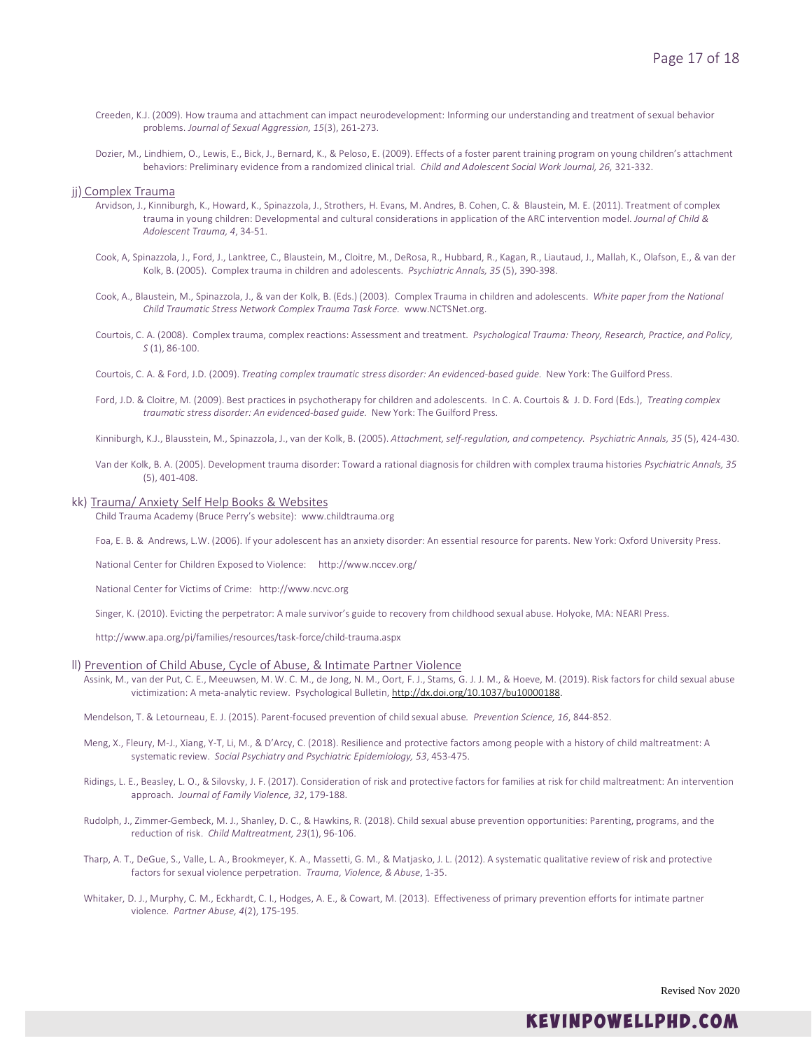Creeden, K.J. (2009). How trauma and attachment can impact neurodevelopment: Informing our understanding and treatment of sexual behavior problems. *Journal of Sexual Aggression, 15*(3), 261-273.

Dozier, M., Lindhiem, O., Lewis, E., Bick, J., Bernard, K., & Peloso, E. (2009). Effects of a foster parent training program on young children's attachment behaviors: Preliminary evidence from a randomized clinical trial. *Child and Adolescent Social Work Journal, 26,* 321-332.

## jj) Complex Trauma

Arvidson, J., Kinniburgh, K., Howard, K., Spinazzola, J., Strothers, H. Evans, M. Andres, B. Cohen, C. & Blaustein, M. E. (2011). Treatment of complex trauma in young children: Developmental and cultural considerations in application of the ARC intervention model. *Journal of Child & Adolescent Trauma, 4*, 34-51.

Cook, A, Spinazzola, J., Ford, J., Lanktree, C., Blaustein, M., Cloitre, M., DeRosa, R., Hubbard, R., Kagan, R., Liautaud, J., Mallah, K., Olafson, E., & van der Kolk, B. (2005). Complex trauma in children and adolescents. *Psychiatric Annals, 35* (5), 390-398.

Cook, A., Blaustein, M., Spinazzola, J., & van der Kolk, B. (Eds.) (2003). Complex Trauma in children and adolescents. *White paper from the National Child Traumatic Stress Network Complex Trauma Task Force.* www.NCTSNet.org.

Courtois, C. A. (2008). Complex trauma, complex reactions: Assessment and treatment. *Psychological Trauma: Theory, Research, Practice, and Policy, S* (1), 86-100.

Courtois, C. A. & Ford, J.D. (2009). *Treating complex traumatic stress disorder: An evidenced-based guide.* New York: The Guilford Press.

Ford, J.D. & Cloitre, M. (2009). Best practices in psychotherapy for children and adolescents. In C. A. Courtois & J. D. Ford (Eds.), *Treating complex traumatic stress disorder: An evidenced-based guide.* New York: The Guilford Press.

Kinniburgh, K.J., Blausstein, M., Spinazzola, J., van der Kolk, B. (2005). *Attachment, self-regulation, and competency. Psychiatric Annals, 35* (5), 424-430.

Van der Kolk, B. A. (2005). Development trauma disorder: Toward a rational diagnosis for children with complex trauma histories *Psychiatric Annals, 35* (5), 401-408.

## kk) Trauma/ Anxiety Self Help Books & Websites

Child Trauma Academy (Bruce Perry's website): www.childtrauma.org

Foa, E. B. & Andrews, L.W. (2006). If your adolescent has an anxiety disorder: An essential resource for parents. New York: Oxford University Press.

National Center for Children Exposed to Violence: http://www.nccev.org/

National Center for Victims of Crime: http://www.ncvc.org

Singer, K. (2010). Evicting the perpetrator: A male survivor's guide to recovery from childhood sexual abuse. Holyoke, MA: NEARI Press.

http://www.apa.org/pi/families/resources/task-force/child-trauma.aspx

## ll) Prevention of Child Abuse, Cycle of Abuse, & Intimate Partner Violence

Assink, M., van der Put, C. E., Meeuwsen, M. W. C. M., de Jong, N. M., Oort, F. J., Stams, G. J. J. M., & Hoeve, M. (2019). Risk factors for child sexual abuse victimization: A meta-analytic review. Psychological Bulletin, http://dx.doi.org/10.1037/bu10000188.

Mendelson, T. & Letourneau, E. J. (2015). Parent-focused prevention of child sexual abuse. *Prevention Science, 16*, 844-852.

Meng, X., Fleury, M-J., Xiang, Y-T, Li, M., & D'Arcy, C. (2018). Resilience and protective factors among people with a history of child maltreatment: A systematic review. *Social Psychiatry and Psychiatric Epidemiology, 53*, 453-475.

Ridings, L. E., Beasley, L. O., & Silovsky, J. F. (2017). Consideration of risk and protective factors for families at risk for child maltreatment: An intervention approach. *Journal of Family Violence, 32*, 179-188.

Rudolph, J., Zimmer-Gembeck, M. J., Shanley, D. C., & Hawkins, R. (2018). Child sexual abuse prevention opportunities: Parenting, programs, and the reduction of risk. *Child Maltreatment, 23*(1), 96-106.

Tharp, A. T., DeGue, S., Valle, L. A., Brookmeyer, K. A., Massetti, G. M., & Matjasko, J. L. (2012). A systematic qualitative review of risk and protective factors for sexual violence perpetration. *Trauma, Violence, & Abuse*, 1-35.

Whitaker, D. J., Murphy, C. M., Eckhardt, C. I., Hodges, A. E., & Cowart, M. (2013). Effectiveness of primary prevention efforts for intimate partner violence. *Partner Abuse, 4*(2), 175-195.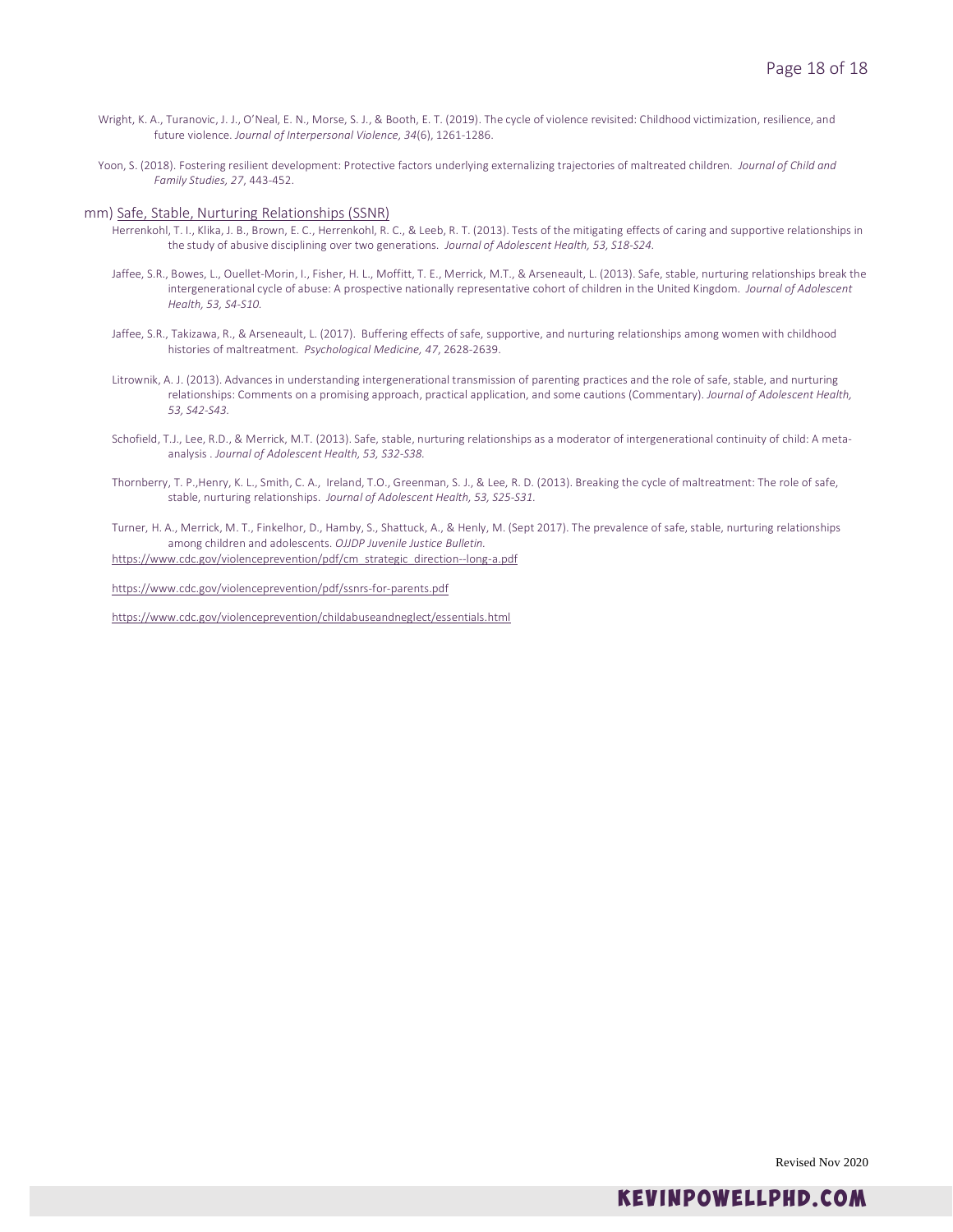Wright, K. A., Turanovic, J. J., O'Neal, E. N., Morse, S. J., & Booth, E. T. (2019). The cycle of violence revisited: Childhood victimization, resilience, and future violence. *Journal of Interpersonal Violence, 34*(6), 1261-1286.

Yoon, S. (2018). Fostering resilient development: Protective factors underlying externalizing trajectories of maltreated children. *Journal of Child and Family Studies, 27*, 443-452.

mm) Safe, Stable, Nurturing Relationships (SSNR)

Herrenkohl, T. I., Klika, J. B., Brown, E. C., Herrenkohl, R. C., & Leeb, R. T. (2013). Tests of the mitigating effects of caring and supportive relationships in the study of abusive disciplining over two generations. *Journal of Adolescent Health, 53, S18-S24.*

Jaffee, S.R., Bowes, L., Ouellet-Morin, I., Fisher, H. L., Moffitt, T. E., Merrick, M.T., & Arseneault, L. (2013). Safe, stable, nurturing relationships break the intergenerational cycle of abuse: A prospective nationally representative cohort of children in the United Kingdom. *Journal of Adolescent Health, 53, S4-S10.*

Jaffee, S.R., Takizawa, R., & Arseneault, L. (2017). Buffering effects of safe, supportive, and nurturing relationships among women with childhood histories of maltreatment. *Psychological Medicine, 47*, 2628-2639.

Litrownik, A. J. (2013). Advances in understanding intergenerational transmission of parenting practices and the role of safe, stable, and nurturing relationships: Comments on a promising approach, practical application, and some cautions (Commentary). *Journal of Adolescent Health, 53, S42-S43.*

Schofield, T.J., Lee, R.D., & Merrick, M.T. (2013). Safe, stable, nurturing relationships as a moderator of intergenerational continuity of child: A meta-analysis . *Journal of Adolescent Health, 53, S32-S38.*

Thornberry, T. P.,Henry, K. L., Smith, C. A., Ireland, T.O., Greenman, S. J., & Lee, R. D. (2013). Breaking the cycle of maltreatment: The role of safe, stable, nurturing relationships. *Journal of Adolescent Health, 53, S25-S31.*

Turner, H. A., Merrick, M. T., Finkelhor, D., Hamby, S., Shattuck, A., & Henly, M. (Sept 2017). The prevalence of safe, stable, nurturing relationships among children and adolescents. *OJJDP Juvenile Justice Bulletin.*
https://www.cdc.gov/violenceprevention/pdf/cm_strategic_direction--long-a.pdf

https://www.cdc.gov/violenceprevention/pdf/ssnrs-for-parents.pdf

https://www.cdc.gov/violenceprevention/childabuseandneglect/essentials.html

Revised Nov 2020